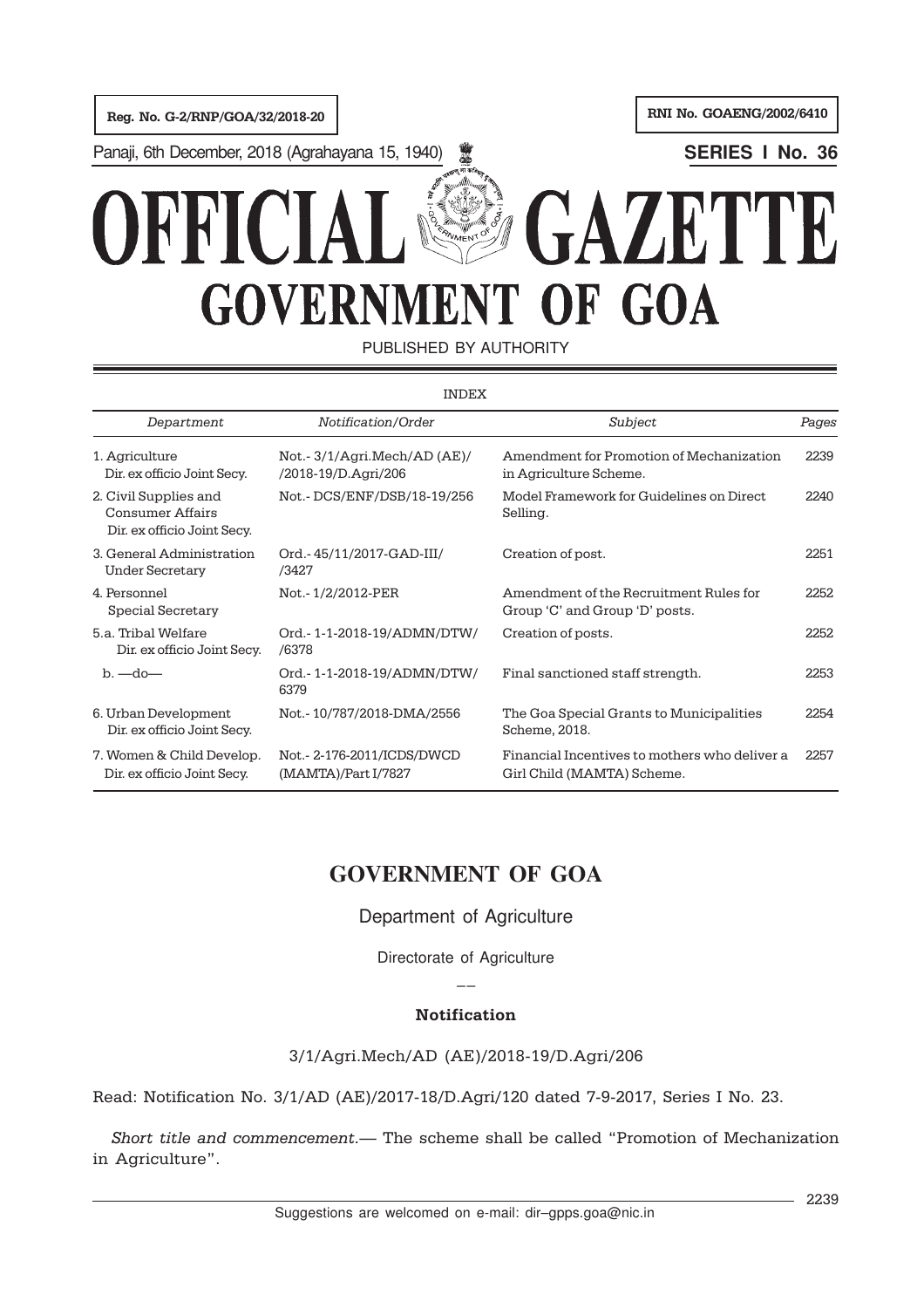Reg. No. G-2/RNP/GOA/32/2018-20

RNI No. GOAENG/2002/6410

Panaji, 6th December, 2018 (Agrahayana 15, 1940)

**SERIES I No. 36**

# OFFICIAL GAZETTE
# GOVERNMENT OF GOA

PUBLISHED BY AUTHORITY

INDEX

| *Department* | *Notification/Order* | *Subject* | *Pages* |
|---|---|---|---|
| 1. Agriculture Dir. ex officio Joint Secy. | Not.- 3/1/Agri.Mech/AD (AE)/ /2018-19/D.Agri/206 | Amendment for Promotion of Mechanization in Agriculture Scheme. | 2239 |
| 2. Civil Supplies and Consumer Affairs Dir. ex officio Joint Secy. | Not.- DCS/ENF/DSB/18-19/256 | Model Framework for Guidelines on Direct Selling. | 2240 |
| 3. General Administration Under Secretary | Ord.- 45/11/2017-GAD-III/ /3427 | Creation of post. | 2251 |
| 4. Personnel Special Secretary | Not.- 1/2/2012-PER | Amendment of the Recruitment Rules for Group 'C' and Group 'D' posts. | 2252 |
| 5.a. Tribal Welfare Dir. ex officio Joint Secy. | Ord.- 1-1-2018-19/ADMN/DTW/ /6378 | Creation of posts. | 2252 |
| b. —do— | Ord.- 1-1-2018-19/ADMN/DTW/ 6379 | Final sanctioned staff strength. | 2253 |
| 6. Urban Development Dir. ex officio Joint Secy. | Not.- 10/787/2018-DMA/2556 | The Goa Special Grants to Municipalities Scheme, 2018. | 2254 |
| 7. Women & Child Develop. Dir. ex officio Joint Secy. | Not.- 2-176-2011/ICDS/DWCD (MAMTA)/Part I/7827 | Financial Incentives to mothers who deliver a Girl Child (MAMTA) Scheme. | 2257 |

## GOVERNMENT OF GOA

Department of Agriculture

Directorate of Agriculture

—

**Notification**

3/1/Agri.Mech/AD (AE)/2018-19/D.Agri/206

Read: Notification No. 3/1/AD (AE)/2017-18/D.Agri/120 dated 7-9-2017, Series I No. 23.

*Short title and commencement.*— The scheme shall be called "Promotion of Mechanization in Agriculture".

Suggestions are welcomed on e-mail: dir–gpps.goa@nic.in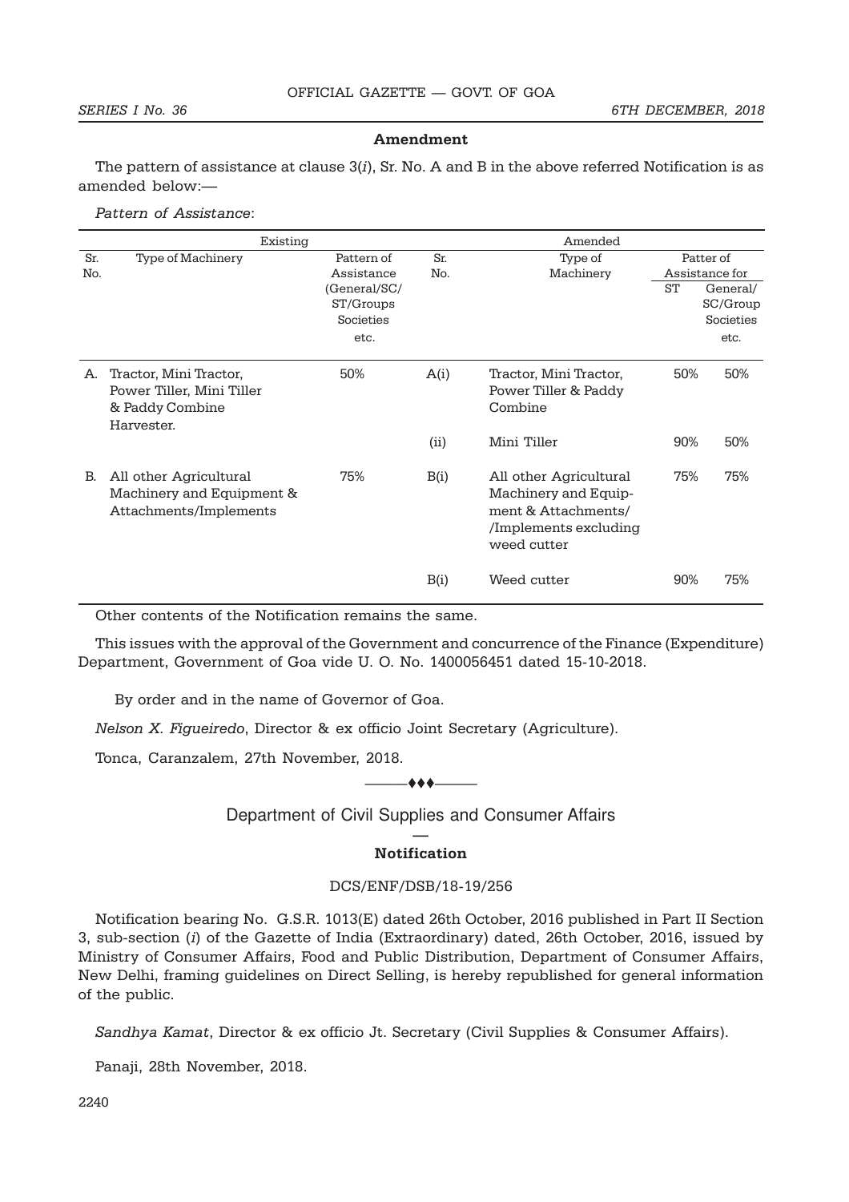### Amendment

The pattern of assistance at clause 3(*i*), Sr. No. A and B in the above referred Notification is as amended below:—

*Pattern of Assistance*:

| Existing | | | Amended | | | |
|---|---|---|---|---|---|---|
| Sr. No. | Type of Machinery | Pattern of Assistance (General/SC/ ST/Groups Societies etc. | Sr. No. | Type of Machinery | Patter of Assistance for | |
| | | | | | ST | General/ SC/Group Societies etc. |
| A. | Tractor, Mini Tractor, Power Tiller, Mini Tiller & Paddy Combine Harvester. | 50% | A(i) | Tractor, Mini Tractor, Power Tiller & Paddy Combine | 50% | 50% |
| | | | (ii) | Mini Tiller | 90% | 50% |
| B. | All other Agricultural Machinery and Equipment & Attachments/Implements | 75% | B(i) | All other Agricultural Machinery and Equipment & Attachments/ /Implements excluding weed cutter | 75% | 75% |
| | | | B(i) | Weed cutter | 90% | 75% |

Other contents of the Notification remains the same.

This issues with the approval of the Government and concurrence of the Finance (Expenditure) Department, Government of Goa vide U. O. No. 1400056451 dated 15-10-2018.

By order and in the name of Governor of Goa.

*Nelson X. Figueiredo*, Director & ex officio Joint Secretary (Agriculture).

Tonca, Caranzalem, 27th November, 2018.

———♦♦♦———

## Department of Civil Supplies and Consumer Affairs

—

### Notification

DCS/ENF/DSB/18-19/256

Notification bearing No. G.S.R. 1013(E) dated 26th October, 2016 published in Part II Section 3, sub-section (*i*) of the Gazette of India (Extraordinary) dated, 26th October, 2016, issued by Ministry of Consumer Affairs, Food and Public Distribution, Department of Consumer Affairs, New Delhi, framing guidelines on Direct Selling, is hereby republished for general information of the public.

*Sandhya Kamat*, Director & ex officio Jt. Secretary (Civil Supplies & Consumer Affairs).

Panaji, 28th November, 2018.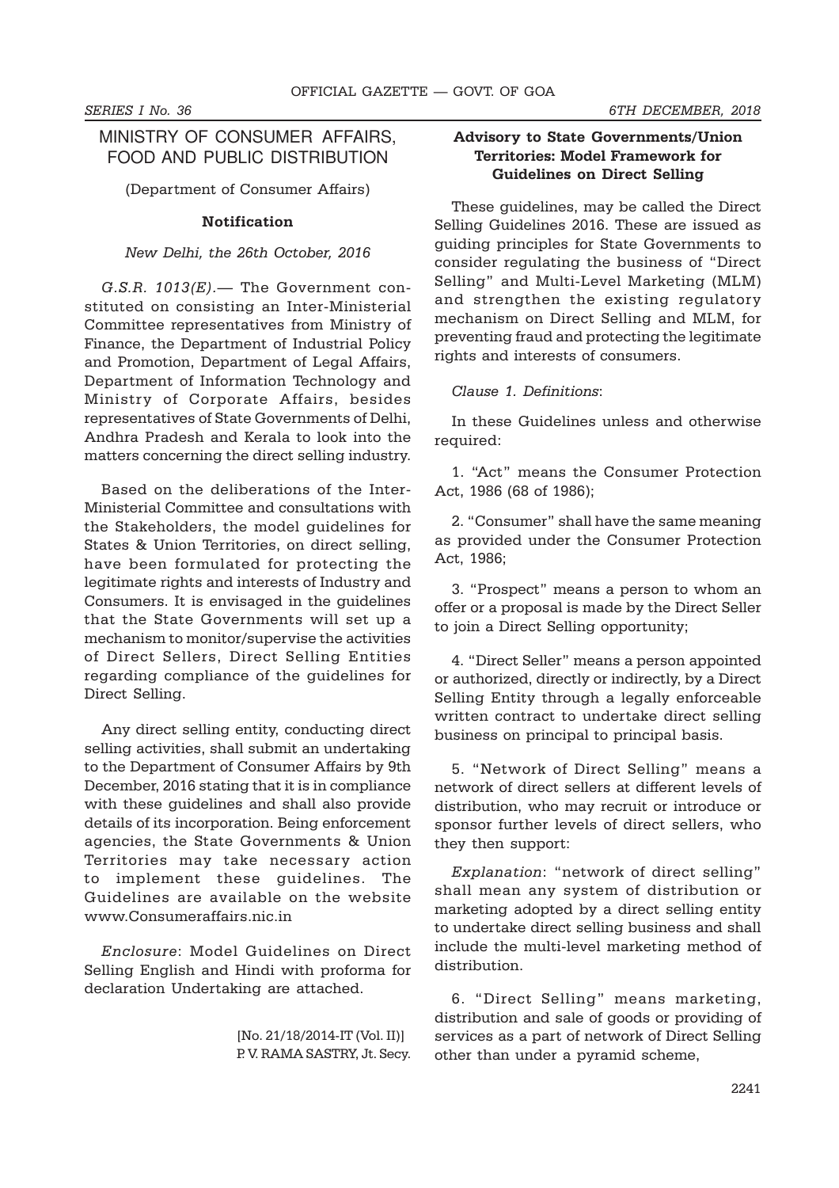## MINISTRY OF CONSUMER AFFAIRS, FOOD AND PUBLIC DISTRIBUTION

(Department of Consumer Affairs)

**Notification**

*New Delhi, the 26th October, 2016*

*G.S.R. 1013(E).*— The Government constituted on consisting an Inter-Ministerial Committee representatives from Ministry of Finance, the Department of Industrial Policy and Promotion, Department of Legal Affairs, Department of Information Technology and Ministry of Corporate Affairs, besides representatives of State Governments of Delhi, Andhra Pradesh and Kerala to look into the matters concerning the direct selling industry.

Based on the deliberations of the Inter-Ministerial Committee and consultations with the Stakeholders, the model guidelines for States & Union Territories, on direct selling, have been formulated for protecting the legitimate rights and interests of Industry and Consumers. It is envisaged in the guidelines that the State Governments will set up a mechanism to monitor/supervise the activities of Direct Sellers, Direct Selling Entities regarding compliance of the guidelines for Direct Selling.

Any direct selling entity, conducting direct selling activities, shall submit an undertaking to the Department of Consumer Affairs by 9th December, 2016 stating that it is in compliance with these guidelines and shall also provide details of its incorporation. Being enforcement agencies, the State Governments & Union Territories may take necessary action to implement these guidelines. The Guidelines are available on the website www.Consumeraffairs.nic.in

*Enclosure*: Model Guidelines on Direct Selling English and Hindi with proforma for declaration Undertaking are attached.

[No. 21/18/2014-IT (Vol. II)]
P. V. RAMA SASTRY, Jt. Secy.

### Advisory to State Governments/Union Territories: Model Framework for Guidelines on Direct Selling

These guidelines, may be called the Direct Selling Guidelines 2016. These are issued as guiding principles for State Governments to consider regulating the business of "Direct Selling" and Multi-Level Marketing (MLM) and strengthen the existing regulatory mechanism on Direct Selling and MLM, for preventing fraud and protecting the legitimate rights and interests of consumers.

*Clause 1. Definitions*:

In these Guidelines unless and otherwise required:

1. "Act" means the Consumer Protection Act, 1986 (68 of 1986);

2. "Consumer" shall have the same meaning as provided under the Consumer Protection Act, 1986;

3. "Prospect" means a person to whom an offer or a proposal is made by the Direct Seller to join a Direct Selling opportunity;

4. "Direct Seller" means a person appointed or authorized, directly or indirectly, by a Direct Selling Entity through a legally enforceable written contract to undertake direct selling business on principal to principal basis.

5. "Network of Direct Selling" means a network of direct sellers at different levels of distribution, who may recruit or introduce or sponsor further levels of direct sellers, who they then support:

*Explanation*: "network of direct selling" shall mean any system of distribution or marketing adopted by a direct selling entity to undertake direct selling business and shall include the multi-level marketing method of distribution.

6. "Direct Selling" means marketing, distribution and sale of goods or providing of services as a part of network of Direct Selling other than under a pyramid scheme,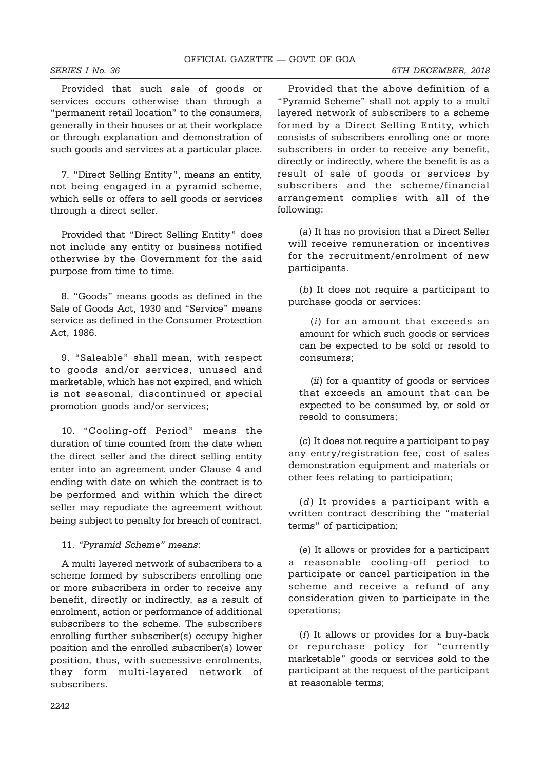Provided that such sale of goods or services occurs otherwise than through a "permanent retail location" to the consumers, generally in their houses or at their workplace or through explanation and demonstration of such goods and services at a particular place.

7. "Direct Selling Entity", means an entity, not being engaged in a pyramid scheme, which sells or offers to sell goods or services through a direct seller.

Provided that "Direct Selling Entity" does not include any entity or business notified otherwise by the Government for the said purpose from time to time.

8. "Goods" means goods as defined in the Sale of Goods Act, 1930 and "Service" means service as defined in the Consumer Protection Act, 1986.

9. "Saleable" shall mean, with respect to goods and/or services, unused and marketable, which has not expired, and which is not seasonal, discontinued or special promotion goods and/or services;

10. "Cooling-off Period" means the duration of time counted from the date when the direct seller and the direct selling entity enter into an agreement under Clause 4 and ending with date on which the contract is to be performed and within which the direct seller may repudiate the agreement without being subject to penalty for breach of contract.

11. *"Pyramid Scheme" means*:

A multi layered network of subscribers to a scheme formed by subscribers enrolling one or more subscribers in order to receive any benefit, directly or indirectly, as a result of enrolment, action or performance of additional subscribers to the scheme. The subscribers enrolling further subscriber(s) occupy higher position and the enrolled subscriber(s) lower position, thus, with successive enrolments, they form multi-layered network of subscribers.

Provided that the above definition of a "Pyramid Scheme" shall not apply to a multi layered network of subscribers to a scheme formed by a Direct Selling Entity, which consists of subscribers enrolling one or more subscribers in order to receive any benefit, directly or indirectly, where the benefit is as a result of sale of goods or services by subscribers and the scheme/financial arrangement complies with all of the following:

(*a*) It has no provision that a Direct Seller will receive remuneration or incentives for the recruitment/enrolment of new participants.

(*b*) It does not require a participant to purchase goods or services:

(*i*) for an amount that exceeds an amount for which such goods or services can be expected to be sold or resold to consumers;

(*ii*) for a quantity of goods or services that exceeds an amount that can be expected to be consumed by, or sold or resold to consumers;

(*c*) It does not require a participant to pay any entry/registration fee, cost of sales demonstration equipment and materials or other fees relating to participation;

(*d*) It provides a participant with a written contract describing the "material terms" of participation;

(*e*) It allows or provides for a participant a reasonable cooling-off period to participate or cancel participation in the scheme and receive a refund of any consideration given to participate in the operations;

(*f*) It allows or provides for a buy-back or repurchase policy for "currently marketable" goods or services sold to the participant at the request of the participant at reasonable terms;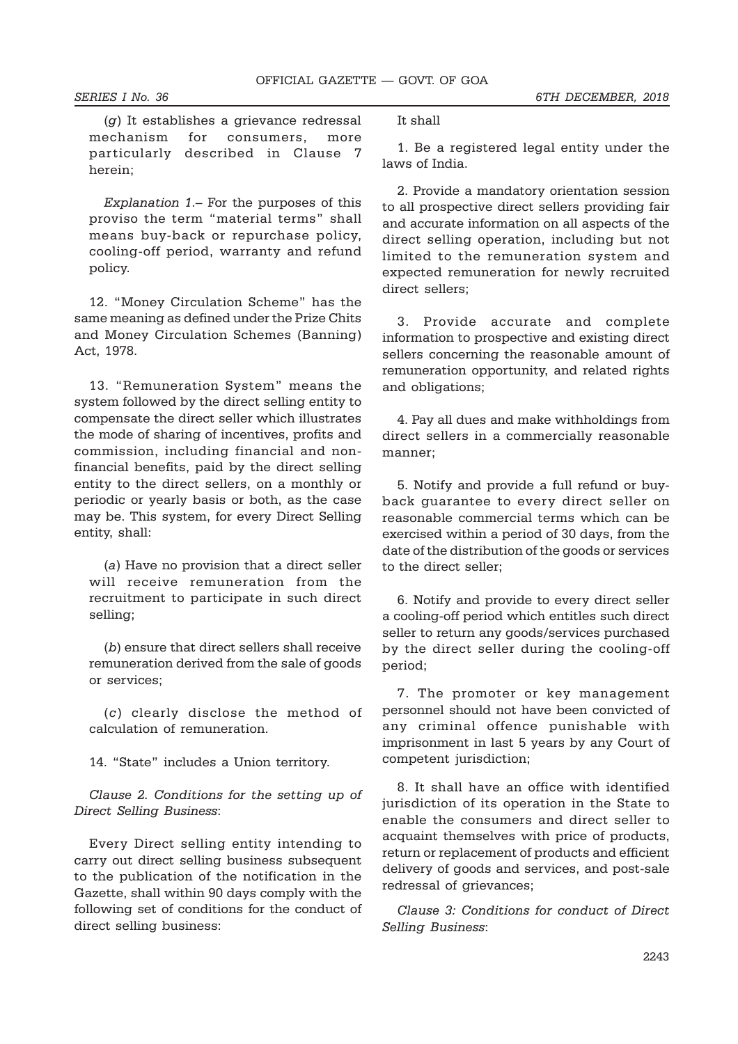(*g*) It establishes a grievance redressal mechanism for consumers, more particularly described in Clause 7 herein;

*Explanation 1*.– For the purposes of this proviso the term "material terms" shall means buy-back or repurchase policy, cooling-off period, warranty and refund policy.

12. "Money Circulation Scheme" has the same meaning as defined under the Prize Chits and Money Circulation Schemes (Banning) Act, 1978.

13. "Remuneration System" means the system followed by the direct selling entity to compensate the direct seller which illustrates the mode of sharing of incentives, profits and commission, including financial and non-financial benefits, paid by the direct selling entity to the direct sellers, on a monthly or periodic or yearly basis or both, as the case may be. This system, for every Direct Selling entity, shall:

(*a*) Have no provision that a direct seller will receive remuneration from the recruitment to participate in such direct selling;

(*b*) ensure that direct sellers shall receive remuneration derived from the sale of goods or services;

(*c*) clearly disclose the method of calculation of remuneration.

14. "State" includes a Union territory.

*Clause 2. Conditions for the setting up of Direct Selling Business*:

Every Direct selling entity intending to carry out direct selling business subsequent to the publication of the notification in the Gazette, shall within 90 days comply with the following set of conditions for the conduct of direct selling business:

It shall

1. Be a registered legal entity under the laws of India.

2. Provide a mandatory orientation session to all prospective direct sellers providing fair and accurate information on all aspects of the direct selling operation, including but not limited to the remuneration system and expected remuneration for newly recruited direct sellers;

3. Provide accurate and complete information to prospective and existing direct sellers concerning the reasonable amount of remuneration opportunity, and related rights and obligations;

4. Pay all dues and make withholdings from direct sellers in a commercially reasonable manner;

5. Notify and provide a full refund or buy-back guarantee to every direct seller on reasonable commercial terms which can be exercised within a period of 30 days, from the date of the distribution of the goods or services to the direct seller;

6. Notify and provide to every direct seller a cooling-off period which entitles such direct seller to return any goods/services purchased by the direct seller during the cooling-off period;

7. The promoter or key management personnel should not have been convicted of any criminal offence punishable with imprisonment in last 5 years by any Court of competent jurisdiction;

8. It shall have an office with identified jurisdiction of its operation in the State to enable the consumers and direct seller to acquaint themselves with price of products, return or replacement of products and efficient delivery of goods and services, and post-sale redressal of grievances;

*Clause 3: Conditions for conduct of Direct Selling Business*: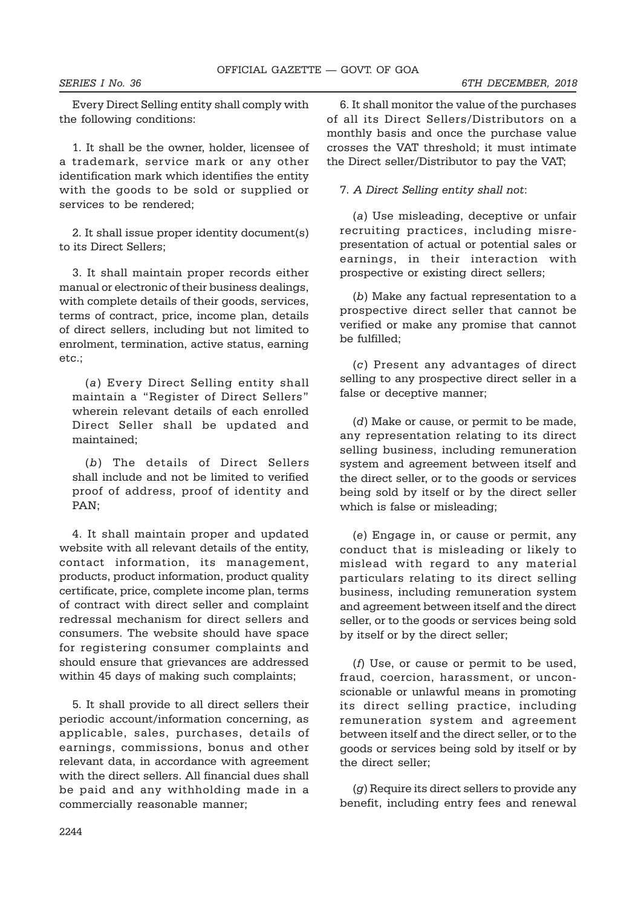Every Direct Selling entity shall comply with the following conditions:

1. It shall be the owner, holder, licensee of a trademark, service mark or any other identification mark which identifies the entity with the goods to be sold or supplied or services to be rendered;

2. It shall issue proper identity document(s) to its Direct Sellers;

3. It shall maintain proper records either manual or electronic of their business dealings, with complete details of their goods, services, terms of contract, price, income plan, details of direct sellers, including but not limited to enrolment, termination, active status, earning etc.;

(*a*) Every Direct Selling entity shall maintain a "Register of Direct Sellers" wherein relevant details of each enrolled Direct Seller shall be updated and maintained;

(*b*) The details of Direct Sellers shall include and not be limited to verified proof of address, proof of identity and PAN;

4. It shall maintain proper and updated website with all relevant details of the entity, contact information, its management, products, product information, product quality certificate, price, complete income plan, terms of contract with direct seller and complaint redressal mechanism for direct sellers and consumers. The website should have space for registering consumer complaints and should ensure that grievances are addressed within 45 days of making such complaints;

5. It shall provide to all direct sellers their periodic account/information concerning, as applicable, sales, purchases, details of earnings, commissions, bonus and other relevant data, in accordance with agreement with the direct sellers. All financial dues shall be paid and any withholding made in a commercially reasonable manner;

6. It shall monitor the value of the purchases of all its Direct Sellers/Distributors on a monthly basis and once the purchase value crosses the VAT threshold; it must intimate the Direct seller/Distributor to pay the VAT;

7. *A Direct Selling entity shall not*:

(*a*) Use misleading, deceptive or unfair recruiting practices, including misrepresentation of actual or potential sales or earnings, in their interaction with prospective or existing direct sellers;

(*b*) Make any factual representation to a prospective direct seller that cannot be verified or make any promise that cannot be fulfilled;

(*c*) Present any advantages of direct selling to any prospective direct seller in a false or deceptive manner;

(*d*) Make or cause, or permit to be made, any representation relating to its direct selling business, including remuneration system and agreement between itself and the direct seller, or to the goods or services being sold by itself or by the direct seller which is false or misleading;

(*e*) Engage in, or cause or permit, any conduct that is misleading or likely to mislead with regard to any material particulars relating to its direct selling business, including remuneration system and agreement between itself and the direct seller, or to the goods or services being sold by itself or by the direct seller;

(*f*) Use, or cause or permit to be used, fraud, coercion, harassment, or unconscionable or unlawful means in promoting its direct selling practice, including remuneration system and agreement between itself and the direct seller, or to the goods or services being sold by itself or by the direct seller;

(*g*) Require its direct sellers to provide any benefit, including entry fees and renewal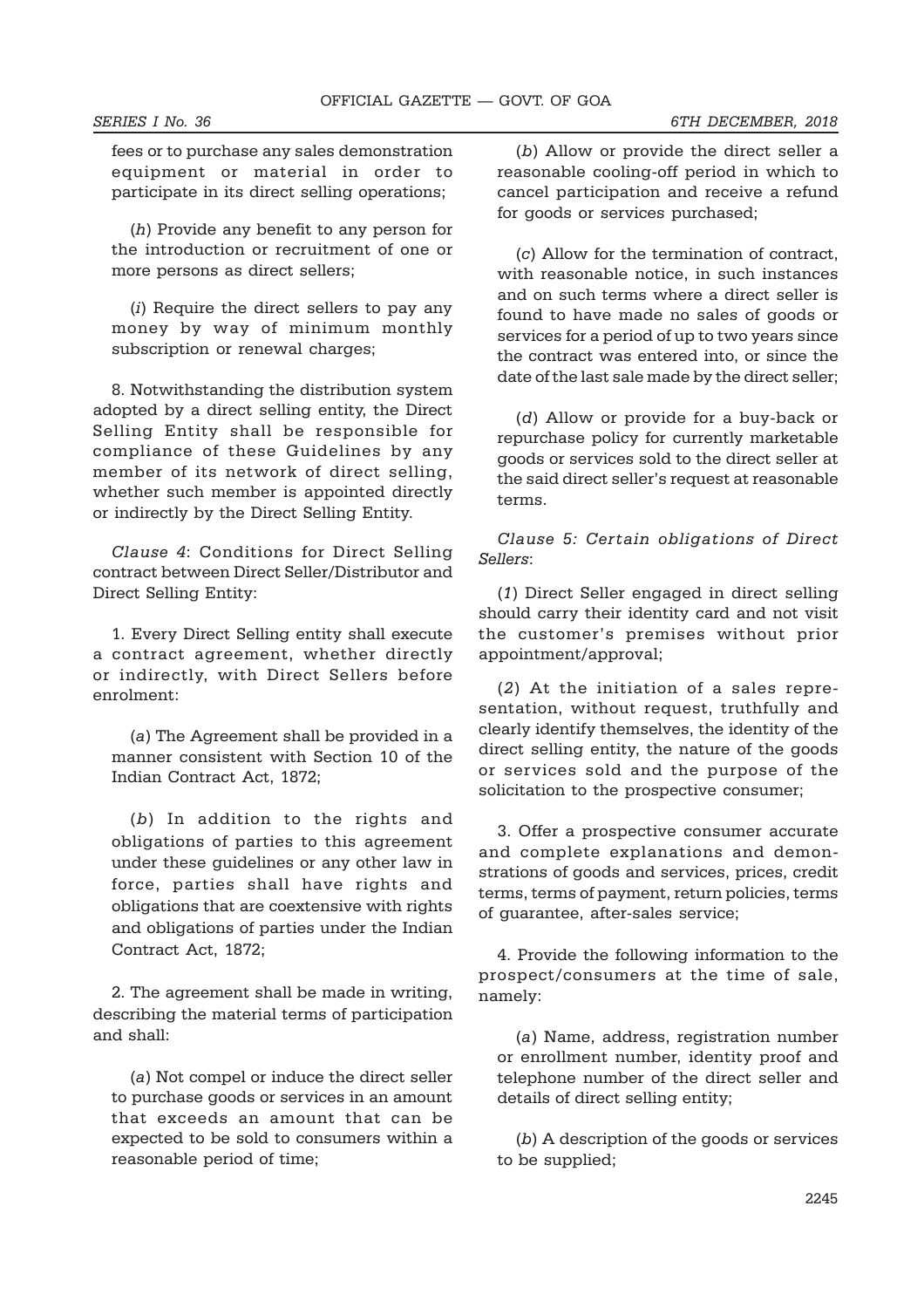fees or to purchase any sales demonstration equipment or material in order to participate in its direct selling operations;

(*h*) Provide any benefit to any person for the introduction or recruitment of one or more persons as direct sellers;

(*i*) Require the direct sellers to pay any money by way of minimum monthly subscription or renewal charges;

8. Notwithstanding the distribution system adopted by a direct selling entity, the Direct Selling Entity shall be responsible for compliance of these Guidelines by any member of its network of direct selling, whether such member is appointed directly or indirectly by the Direct Selling Entity.

*Clause 4*: Conditions for Direct Selling contract between Direct Seller/Distributor and Direct Selling Entity:

1. Every Direct Selling entity shall execute a contract agreement, whether directly or indirectly, with Direct Sellers before enrolment:

(*a*) The Agreement shall be provided in a manner consistent with Section 10 of the Indian Contract Act, 1872;

(*b*) In addition to the rights and obligations of parties to this agreement under these guidelines or any other law in force, parties shall have rights and obligations that are coextensive with rights and obligations of parties under the Indian Contract Act, 1872;

2. The agreement shall be made in writing, describing the material terms of participation and shall:

(*a*) Not compel or induce the direct seller to purchase goods or services in an amount that exceeds an amount that can be expected to be sold to consumers within a reasonable period of time;

(*b*) Allow or provide the direct seller a reasonable cooling-off period in which to cancel participation and receive a refund for goods or services purchased;

(*c*) Allow for the termination of contract, with reasonable notice, in such instances and on such terms where a direct seller is found to have made no sales of goods or services for a period of up to two years since the contract was entered into, or since the date of the last sale made by the direct seller;

(*d*) Allow or provide for a buy-back or repurchase policy for currently marketable goods or services sold to the direct seller at the said direct seller's request at reasonable terms.

*Clause 5: Certain obligations of Direct Sellers*:

(*1*) Direct Seller engaged in direct selling should carry their identity card and not visit the customer's premises without prior appointment/approval;

(*2*) At the initiation of a sales representation, without request, truthfully and clearly identify themselves, the identity of the direct selling entity, the nature of the goods or services sold and the purpose of the solicitation to the prospective consumer;

3. Offer a prospective consumer accurate and complete explanations and demonstrations of goods and services, prices, credit terms, terms of payment, return policies, terms of guarantee, after-sales service;

4. Provide the following information to the prospect/consumers at the time of sale, namely:

(*a*) Name, address, registration number or enrollment number, identity proof and telephone number of the direct seller and details of direct selling entity;

(*b*) A description of the goods or services to be supplied;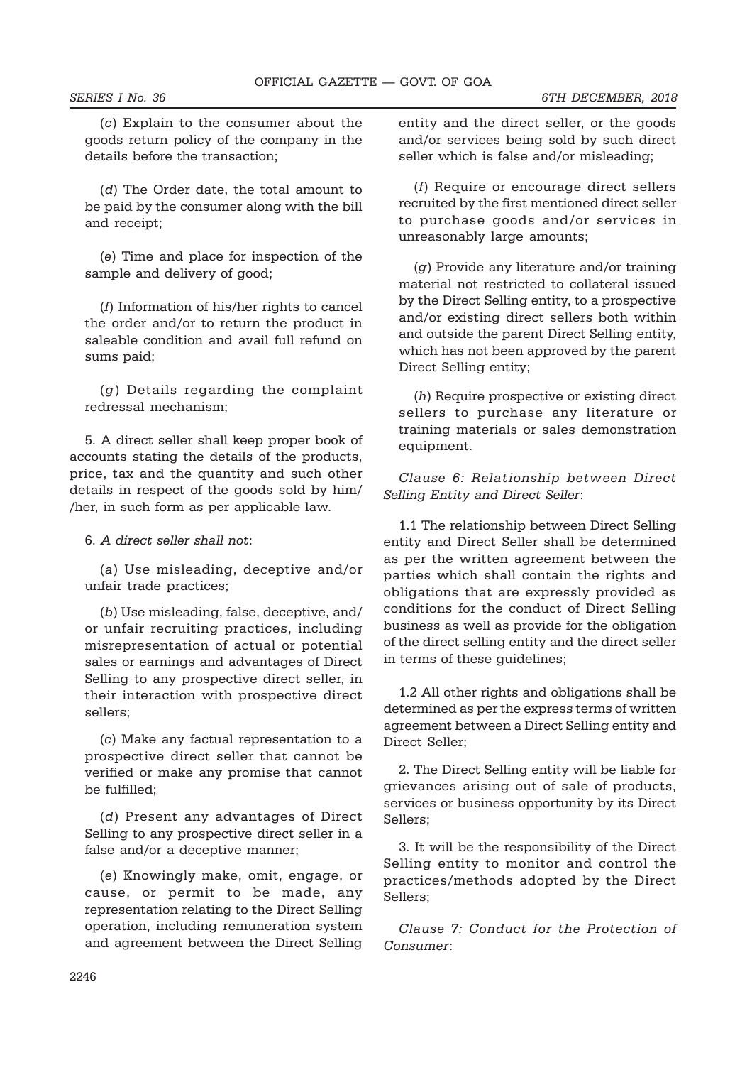(*c*) Explain to the consumer about the goods return policy of the company in the details before the transaction;

(*d*) The Order date, the total amount to be paid by the consumer along with the bill and receipt;

(*e*) Time and place for inspection of the sample and delivery of good;

(*f*) Information of his/her rights to cancel the order and/or to return the product in saleable condition and avail full refund on sums paid;

(*g*) Details regarding the complaint redressal mechanism;

5. A direct seller shall keep proper book of accounts stating the details of the products, price, tax and the quantity and such other details in respect of the goods sold by him/ /her, in such form as per applicable law.

6. *A direct seller shall not*:

(*a*) Use misleading, deceptive and/or unfair trade practices;

(*b*) Use misleading, false, deceptive, and/ or unfair recruiting practices, including misrepresentation of actual or potential sales or earnings and advantages of Direct Selling to any prospective direct seller, in their interaction with prospective direct sellers;

(*c*) Make any factual representation to a prospective direct seller that cannot be verified or make any promise that cannot be fulfilled;

(*d*) Present any advantages of Direct Selling to any prospective direct seller in a false and/or a deceptive manner;

(*e*) Knowingly make, omit, engage, or cause, or permit to be made, any representation relating to the Direct Selling operation, including remuneration system and agreement between the Direct Selling entity and the direct seller, or the goods and/or services being sold by such direct seller which is false and/or misleading;

(*f*) Require or encourage direct sellers recruited by the first mentioned direct seller to purchase goods and/or services in unreasonably large amounts;

(*g*) Provide any literature and/or training material not restricted to collateral issued by the Direct Selling entity, to a prospective and/or existing direct sellers both within and outside the parent Direct Selling entity, which has not been approved by the parent Direct Selling entity;

(*h*) Require prospective or existing direct sellers to purchase any literature or training materials or sales demonstration equipment.

*Clause 6: Relationship between Direct Selling Entity and Direct Seller*:

1.1 The relationship between Direct Selling entity and Direct Seller shall be determined as per the written agreement between the parties which shall contain the rights and obligations that are expressly provided as conditions for the conduct of Direct Selling business as well as provide for the obligation of the direct selling entity and the direct seller in terms of these guidelines;

1.2 All other rights and obligations shall be determined as per the express terms of written agreement between a Direct Selling entity and Direct Seller;

2. The Direct Selling entity will be liable for grievances arising out of sale of products, services or business opportunity by its Direct Sellers;

3. It will be the responsibility of the Direct Selling entity to monitor and control the practices/methods adopted by the Direct Sellers;

*Clause 7: Conduct for the Protection of Consumer*: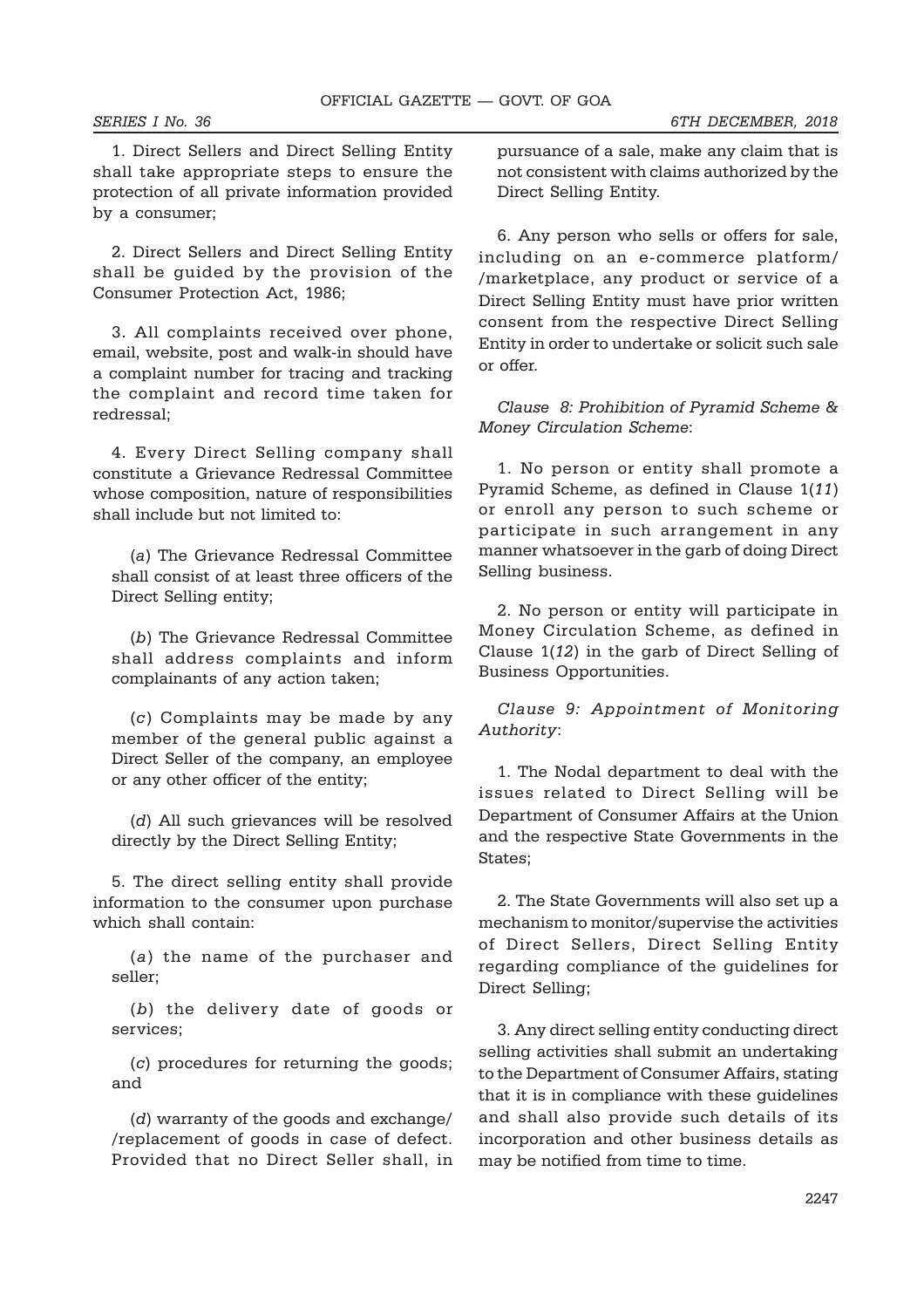1. Direct Sellers and Direct Selling Entity shall take appropriate steps to ensure the protection of all private information provided by a consumer;

2. Direct Sellers and Direct Selling Entity shall be guided by the provision of the Consumer Protection Act, 1986;

3. All complaints received over phone, email, website, post and walk-in should have a complaint number for tracing and tracking the complaint and record time taken for redressal;

4. Every Direct Selling company shall constitute a Grievance Redressal Committee whose composition, nature of responsibilities shall include but not limited to:

(*a*) The Grievance Redressal Committee shall consist of at least three officers of the Direct Selling entity;

(*b*) The Grievance Redressal Committee shall address complaints and inform complainants of any action taken;

(*c*) Complaints may be made by any member of the general public against a Direct Seller of the company, an employee or any other officer of the entity;

(*d*) All such grievances will be resolved directly by the Direct Selling Entity;

5. The direct selling entity shall provide information to the consumer upon purchase which shall contain:

(*a*) the name of the purchaser and seller;

(*b*) the delivery date of goods or services;

(*c*) procedures for returning the goods; and

(*d*) warranty of the goods and exchange/ /replacement of goods in case of defect. Provided that no Direct Seller shall, in pursuance of a sale, make any claim that is not consistent with claims authorized by the Direct Selling Entity.

6. Any person who sells or offers for sale, including on an e-commerce platform/ /marketplace, any product or service of a Direct Selling Entity must have prior written consent from the respective Direct Selling Entity in order to undertake or solicit such sale or offer.

*Clause 8: Prohibition of Pyramid Scheme & Money Circulation Scheme*:

1. No person or entity shall promote a Pyramid Scheme, as defined in Clause 1(*11*) or enroll any person to such scheme or participate in such arrangement in any manner whatsoever in the garb of doing Direct Selling business.

2. No person or entity will participate in Money Circulation Scheme, as defined in Clause 1(*12*) in the garb of Direct Selling of Business Opportunities.

*Clause 9: Appointment of Monitoring Authority*:

1. The Nodal department to deal with the issues related to Direct Selling will be Department of Consumer Affairs at the Union and the respective State Governments in the States;

2. The State Governments will also set up a mechanism to monitor/supervise the activities of Direct Sellers, Direct Selling Entity regarding compliance of the guidelines for Direct Selling;

3. Any direct selling entity conducting direct selling activities shall submit an undertaking to the Department of Consumer Affairs, stating that it is in compliance with these guidelines and shall also provide such details of its incorporation and other business details as may be notified from time to time.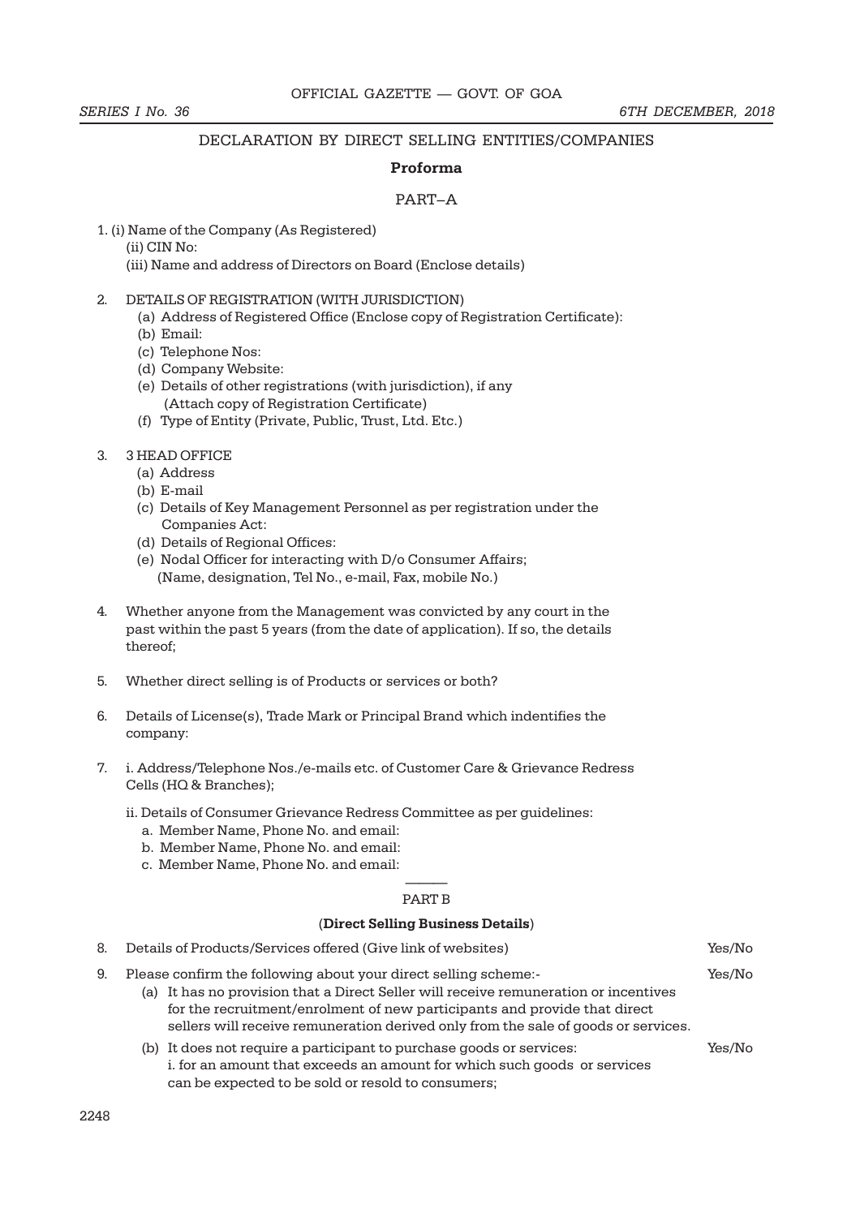## DECLARATION BY DIRECT SELLING ENTITIES/COMPANIES

**Proforma**

PART–A

1. (i) Name of the Company (As Registered)
   (ii) CIN No:
   (iii) Name and address of Directors on Board (Enclose details)

2. DETAILS OF REGISTRATION (WITH JURISDICTION)
   (a) Address of Registered Office (Enclose copy of Registration Certificate):
   (b) Email:
   (c) Telephone Nos:
   (d) Company Website:
   (e) Details of other registrations (with jurisdiction), if any (Attach copy of Registration Certificate)
   (f) Type of Entity (Private, Public, Trust, Ltd. Etc.)

3. 3 HEAD OFFICE
   (a) Address
   (b) E-mail
   (c) Details of Key Management Personnel as per registration under the Companies Act:
   (d) Details of Regional Offices:
   (e) Nodal Officer for interacting with D/o Consumer Affairs; (Name, designation, Tel No., e-mail, Fax, mobile No.)

4. Whether anyone from the Management was convicted by any court in the past within the past 5 years (from the date of application). If so, the details thereof;

5. Whether direct selling is of Products or services or both?

6. Details of License(s), Trade Mark or Principal Brand which indentifies the company:

7. i. Address/Telephone Nos./e-mails etc. of Customer Care & Grievance Redress Cells (HQ & Branches);

   ii. Details of Consumer Grievance Redress Committee as per guidelines:
      a. Member Name, Phone No. and email:
      b. Member Name, Phone No. and email:
      c. Member Name, Phone No. and email:

---

PART B

(**Direct Selling Business Details**)

8. Details of Products/Services offered (Give link of websites) — Yes/No

9. Please confirm the following about your direct selling scheme:- — Yes/No
   (a) It has no provision that a Direct Seller will receive remuneration or incentives for the recruitment/enrolment of new participants and provide that direct sellers will receive remuneration derived only from the sale of goods or services.
   (b) It does not require a participant to purchase goods or services: — Yes/No
   i. for an amount that exceeds an amount for which such goods or services can be expected to be sold or resold to consumers;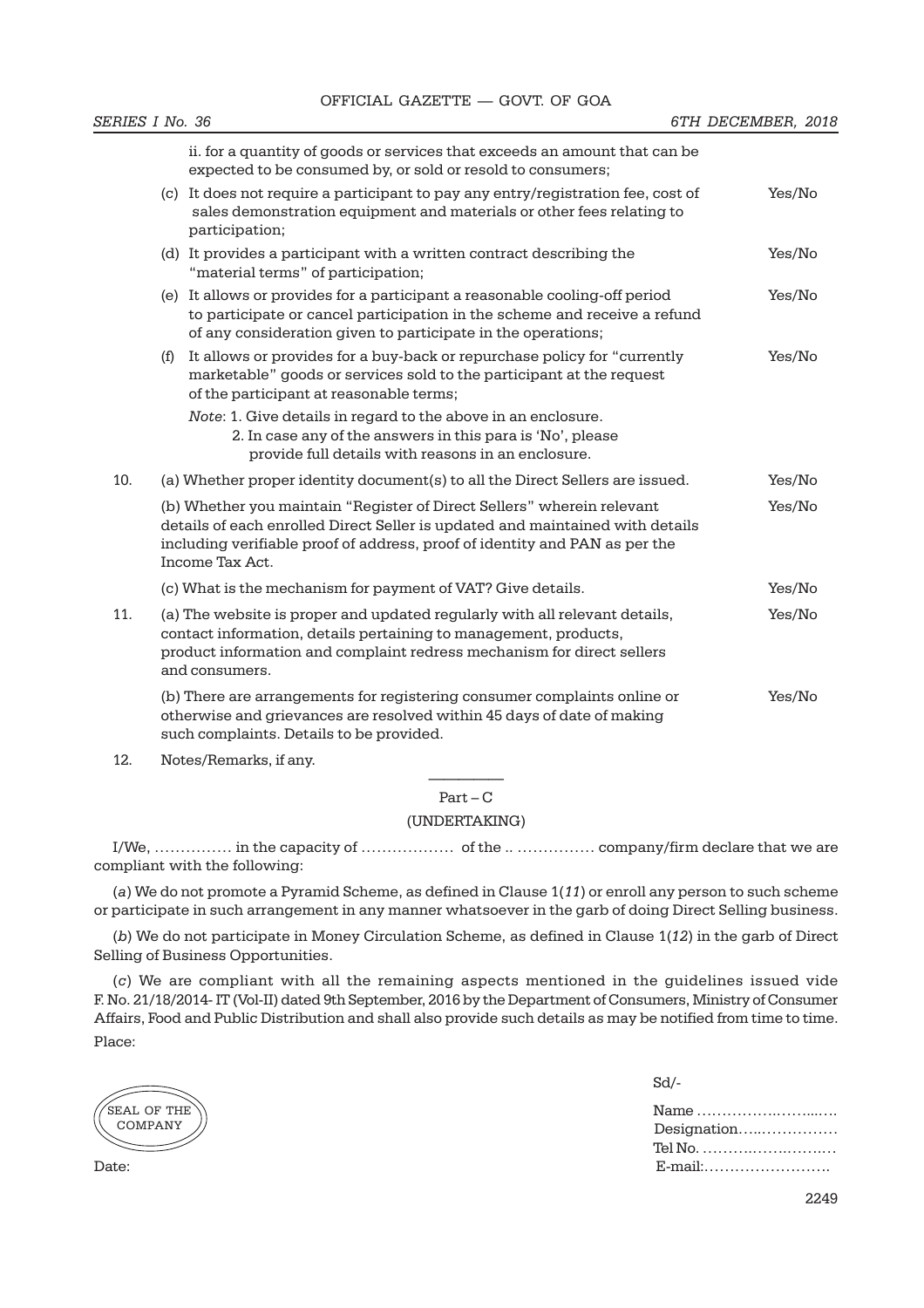ii. for a quantity of goods or services that exceeds an amount that can be expected to be consumed by, or sold or resold to consumers;

(c) It does not require a participant to pay any entry/registration fee, cost of sales demonstration equipment and materials or other fees relating to participation; Yes/No

(d) It provides a participant with a written contract describing the "material terms" of participation; Yes/No

(e) It allows or provides for a participant a reasonable cooling-off period to participate or cancel participation in the scheme and receive a refund of any consideration given to participate in the operations; Yes/No

(f) It allows or provides for a buy-back or repurchase policy for "currently marketable" goods or services sold to the participant at the request of the participant at reasonable terms; Yes/No

*Note*: 1. Give details in regard to the above in an enclosure.
2. In case any of the answers in this para is 'No', please provide full details with reasons in an enclosure.

10. (a) Whether proper identity document(s) to all the Direct Sellers are issued. Yes/No

(b) Whether you maintain "Register of Direct Sellers" wherein relevant details of each enrolled Direct Seller is updated and maintained with details including verifiable proof of address, proof of identity and PAN as per the Income Tax Act. Yes/No

(c) What is the mechanism for payment of VAT? Give details. Yes/No

11. (a) The website is proper and updated regularly with all relevant details, contact information, details pertaining to management, products, product information and complaint redress mechanism for direct sellers and consumers. Yes/No

(b) There are arrangements for registering consumer complaints online or otherwise and grievances are resolved within 45 days of date of making such complaints. Details to be provided. Yes/No

12. Notes/Remarks, if any.

---

## Part – C

## (UNDERTAKING)

I/We, …………… in the capacity of ……………… of the .. …………… company/firm declare that we are compliant with the following:

(*a*) We do not promote a Pyramid Scheme, as defined in Clause 1(*11*) or enroll any person to such scheme or participate in such arrangement in any manner whatsoever in the garb of doing Direct Selling business.

(*b*) We do not participate in Money Circulation Scheme, as defined in Clause 1(*12*) in the garb of Direct Selling of Business Opportunities.

(*c*) We are compliant with all the remaining aspects mentioned in the guidelines issued vide F. No. 21/18/2014- IT (Vol-II) dated 9th September, 2016 by the Department of Consumers, Ministry of Consumer Affairs, Food and Public Distribution and shall also provide such details as may be notified from time to time.

Place:

SEAL OF THE COMPANY

Date:

Sd/-

Name …………….……...….
Designation…..……………
Tel No. ……….…….…….…
E-mail:…………………….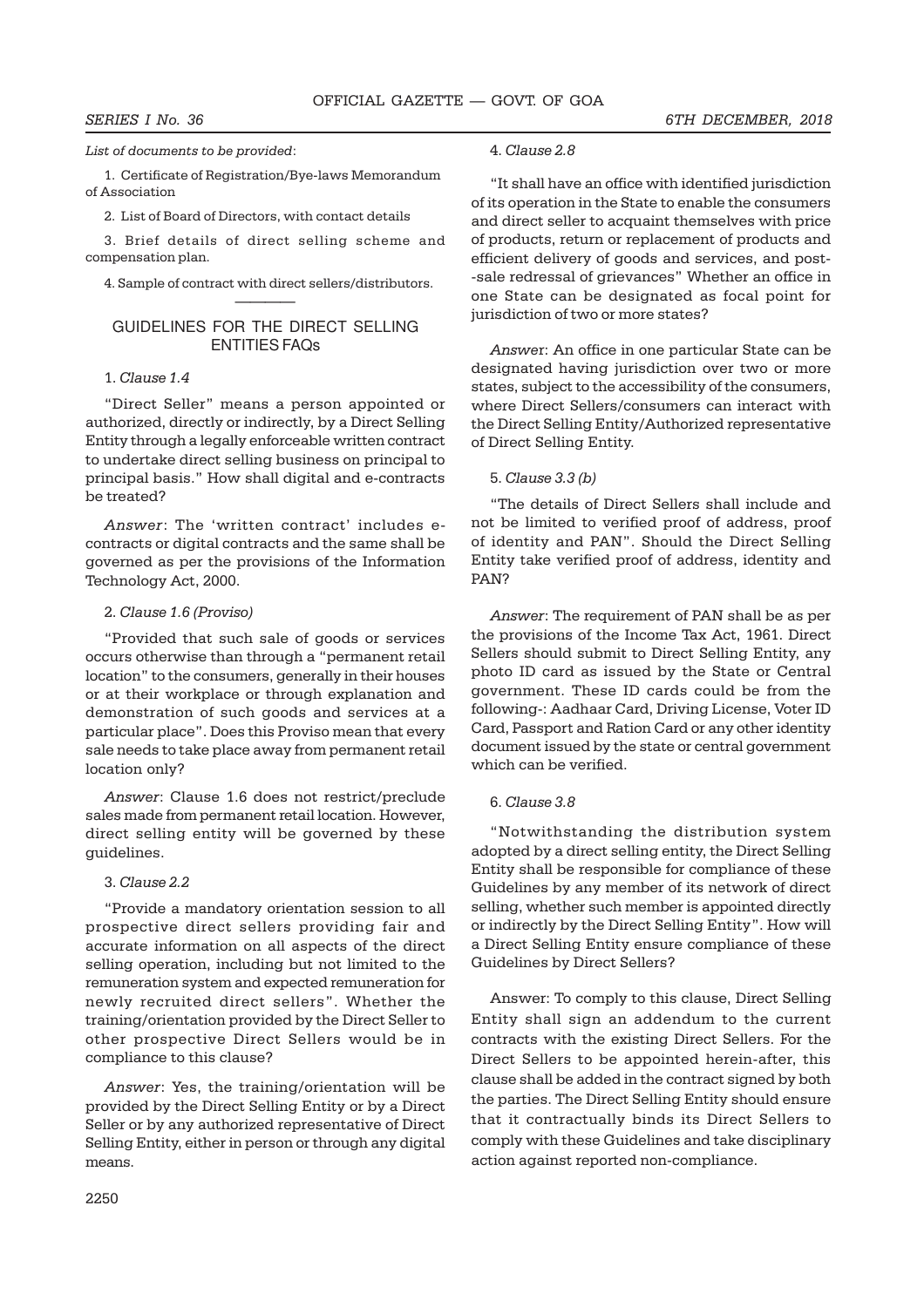*List of documents to be provided*:

1. Certificate of Registration/Bye-laws Memorandum of Association

2. List of Board of Directors, with contact details

3. Brief details of direct selling scheme and compensation plan.

4. Sample of contract with direct sellers/distributors.

---

## GUIDELINES FOR THE DIRECT SELLING ENTITIES FAQs

1. *Clause 1.4*

"Direct Seller" means a person appointed or authorized, directly or indirectly, by a Direct Selling Entity through a legally enforceable written contract to undertake direct selling business on principal to principal basis." How shall digital and e-contracts be treated?

*Answer*: The 'written contract' includes e-contracts or digital contracts and the same shall be governed as per the provisions of the Information Technology Act, 2000.

2. *Clause 1.6 (Proviso)*

"Provided that such sale of goods or services occurs otherwise than through a "permanent retail location" to the consumers, generally in their houses or at their workplace or through explanation and demonstration of such goods and services at a particular place". Does this Proviso mean that every sale needs to take place away from permanent retail location only?

*Answer*: Clause 1.6 does not restrict/preclude sales made from permanent retail location. However, direct selling entity will be governed by these guidelines.

3. *Clause 2.2*

"Provide a mandatory orientation session to all prospective direct sellers providing fair and accurate information on all aspects of the direct selling operation, including but not limited to the remuneration system and expected remuneration for newly recruited direct sellers". Whether the training/orientation provided by the Direct Seller to other prospective Direct Sellers would be in compliance to this clause?

*Answer*: Yes, the training/orientation will be provided by the Direct Selling Entity or by a Direct Seller or by any authorized representative of Direct Selling Entity, either in person or through any digital means.

4. *Clause 2.8*

"It shall have an office with identified jurisdiction of its operation in the State to enable the consumers and direct seller to acquaint themselves with price of products, return or replacement of products and efficient delivery of goods and services, and post-sale redressal of grievances" Whether an office in one State can be designated as focal point for jurisdiction of two or more states?

*Answer*: An office in one particular State can be designated having jurisdiction over two or more states, subject to the accessibility of the consumers, where Direct Sellers/consumers can interact with the Direct Selling Entity/Authorized representative of Direct Selling Entity.

5. *Clause 3.3 (b)*

"The details of Direct Sellers shall include and not be limited to verified proof of address, proof of identity and PAN". Should the Direct Selling Entity take verified proof of address, identity and PAN?

*Answer*: The requirement of PAN shall be as per the provisions of the Income Tax Act, 1961. Direct Sellers should submit to Direct Selling Entity, any photo ID card as issued by the State or Central government. These ID cards could be from the following-: Aadhaar Card, Driving License, Voter ID Card, Passport and Ration Card or any other identity document issued by the state or central government which can be verified.

6. *Clause 3.8*

"Notwithstanding the distribution system adopted by a direct selling entity, the Direct Selling Entity shall be responsible for compliance of these Guidelines by any member of its network of direct selling, whether such member is appointed directly or indirectly by the Direct Selling Entity". How will a Direct Selling Entity ensure compliance of these Guidelines by Direct Sellers?

Answer: To comply to this clause, Direct Selling Entity shall sign an addendum to the current contracts with the existing Direct Sellers. For the Direct Sellers to be appointed herein-after, this clause shall be added in the contract signed by both the parties. The Direct Selling Entity should ensure that it contractually binds its Direct Sellers to comply with these Guidelines and take disciplinary action against reported non-compliance.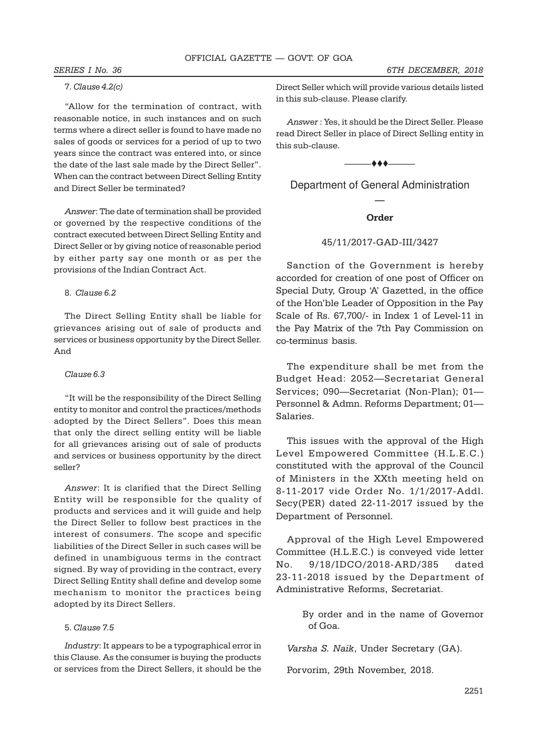7. *Clause 4.2(c)*

"Allow for the termination of contract, with reasonable notice, in such instances and on such terms where a direct seller is found to have made no sales of goods or services for a period of up to two years since the contract was entered into, or since the date of the last sale made by the Direct Seller". When can the contract between Direct Selling Entity and Direct Seller be terminated?

*Answer*: The date of termination shall be provided or governed by the respective conditions of the contract executed between Direct Selling Entity and Direct Seller or by giving notice of reasonable period by either party say one month or as per the provisions of the Indian Contract Act.

8. *Clause 6.2*

The Direct Selling Entity shall be liable for grievances arising out of sale of products and services or business opportunity by the Direct Seller. And

*Clause 6.3*

"It will be the responsibility of the Direct Selling entity to monitor and control the practices/methods adopted by the Direct Sellers". Does this mean that only the direct selling entity will be liable for all grievances arising out of sale of products and services or business opportunity by the direct seller?

*Answer*: It is clarified that the Direct Selling Entity will be responsible for the quality of products and services and it will guide and help the Direct Seller to follow best practices in the interest of consumers. The scope and specific liabilities of the Direct Seller in such cases will be defined in unambiguous terms in the contract signed. By way of providing in the contract, every Direct Selling Entity shall define and develop some mechanism to monitor the practices being adopted by its Direct Sellers.

5. *Clause 7.5*

*Industry*: It appears to be a typographical error in this Clause. As the consumer is buying the products or services from the Direct Sellers, it should be the Direct Seller which will provide various details listed in this sub-clause. Please clarify.

*Answer* : Yes, it should be the Direct Seller. Please read Direct Seller in place of Direct Selling entity in this sub-clause.

———♦♦♦———

## Department of General Administration

—

### Order

45/11/2017-GAD-III/3427

Sanction of the Government is hereby accorded for creation of one post of Officer on Special Duty, Group 'A' Gazetted, in the office of the Hon'ble Leader of Opposition in the Pay Scale of Rs. 67,700/- in Index 1 of Level-11 in the Pay Matrix of the 7th Pay Commission on co-terminus basis.

The expenditure shall be met from the Budget Head: 2052—Secretariat General Services; 090—Secretariat (Non-Plan); 01—Personnel & Admn. Reforms Department; 01—Salaries.

This issues with the approval of the High Level Empowered Committee (H.L.E.C.) constituted with the approval of the Council of Ministers in the XXth meeting held on 8-11-2017 vide Order No. 1/1/2017-Addl. Secy(PER) dated 22-11-2017 issued by the Department of Personnel.

Approval of the High Level Empowered Committee (H.L.E.C.) is conveyed vide letter No. 9/18/IDCO/2018-ARD/385 dated 23-11-2018 issued by the Department of Administrative Reforms, Secretariat.

By order and in the name of Governor of Goa.

*Varsha S. Naik*, Under Secretary (GA).

Porvorim, 29th November, 2018.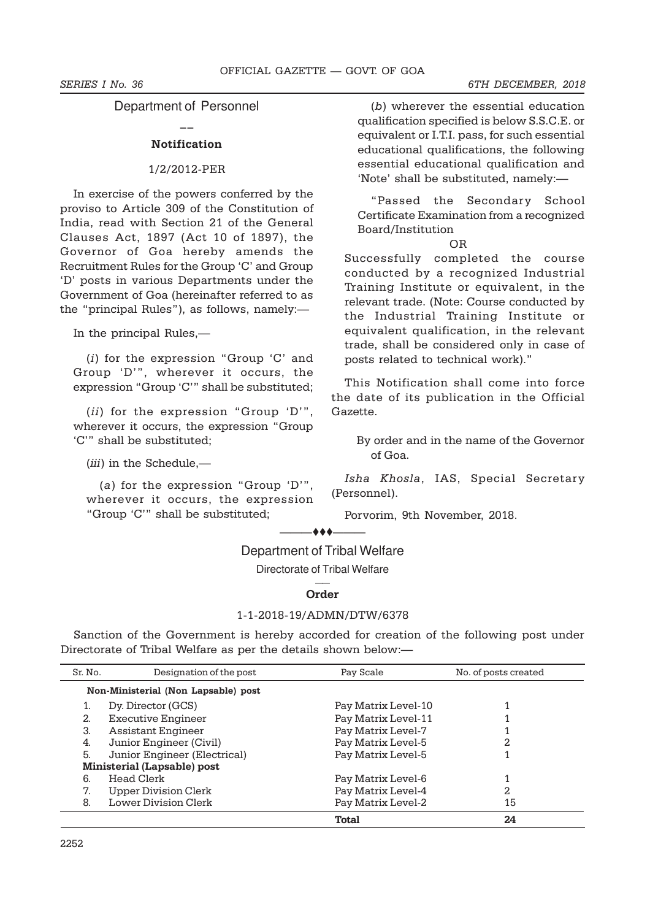## Department of Personnel

**Notification**

1/2/2012-PER

In exercise of the powers conferred by the proviso to Article 309 of the Constitution of India, read with Section 21 of the General Clauses Act, 1897 (Act 10 of 1897), the Governor of Goa hereby amends the Recruitment Rules for the Group 'C' and Group 'D' posts in various Departments under the Government of Goa (hereinafter referred to as the "principal Rules"), as follows, namely:—

In the principal Rules,—

(*i*) for the expression "Group 'C' and Group 'D'", wherever it occurs, the expression "Group 'C'" shall be substituted;

(*ii*) for the expression "Group 'D'", wherever it occurs, the expression "Group 'C'" shall be substituted;

(*iii*) in the Schedule,—

(*a*) for the expression "Group 'D'", wherever it occurs, the expression "Group 'C'" shall be substituted;

(*b*) wherever the essential education qualification specified is below S.S.C.E. or equivalent or I.T.I. pass, for such essential educational qualifications, the following essential educational qualification and 'Note' shall be substituted, namely:—

"Passed the Secondary School Certificate Examination from a recognized Board/Institution

OR

Successfully completed the course conducted by a recognized Industrial Training Institute or equivalent, in the relevant trade. (Note: Course conducted by the Industrial Training Institute or equivalent qualification, in the relevant trade, shall be considered only in case of posts related to technical work)."

This Notification shall come into force the date of its publication in the Official Gazette.

By order and in the name of the Governor of Goa.

*Isha Khosla*, IAS, Special Secretary (Personnel).

Porvorim, 9th November, 2018.

---

## Department of Tribal Welfare

Directorate of Tribal Welfare

**Order**

1-1-2018-19/ADMN/DTW/6378

Sanction of the Government is hereby accorded for creation of the following post under Directorate of Tribal Welfare as per the details shown below:—

| Sr. No. | Designation of the post | Pay Scale | No. of posts created |
|---|---|---|---|
| | **Non-Ministerial (Non Lapsable) post** | | |
| 1. | Dy. Director (GCS) | Pay Matrix Level-10 | 1 |
| 2. | Executive Engineer | Pay Matrix Level-11 | 1 |
| 3. | Assistant Engineer | Pay Matrix Level-7 | 1 |
| 4. | Junior Engineer (Civil) | Pay Matrix Level-5 | 2 |
| 5. | Junior Engineer (Electrical) | Pay Matrix Level-5 | 1 |
| | **Ministerial (Lapsable) post** | | |
| 6. | Head Clerk | Pay Matrix Level-6 | 1 |
| 7. | Upper Division Clerk | Pay Matrix Level-4 | 2 |
| 8. | Lower Division Clerk | Pay Matrix Level-2 | 15 |
| | | **Total** | **24** |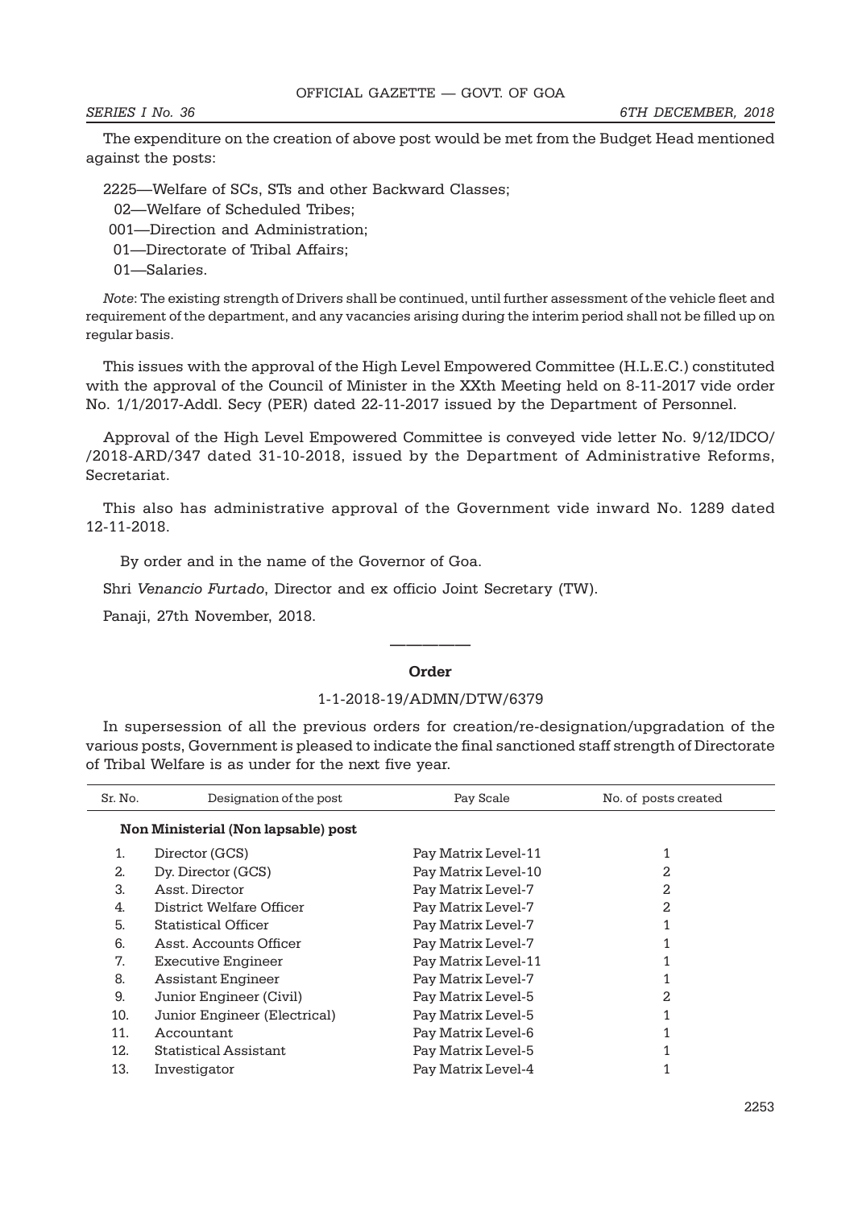The expenditure on the creation of above post would be met from the Budget Head mentioned against the posts:

2225—Welfare of SCs, STs and other Backward Classes;

02—Welfare of Scheduled Tribes;

001—Direction and Administration;

01—Directorate of Tribal Affairs;

01—Salaries.

*Note*: The existing strength of Drivers shall be continued, until further assessment of the vehicle fleet and requirement of the department, and any vacancies arising during the interim period shall not be filled up on regular basis.

This issues with the approval of the High Level Empowered Committee (H.L.E.C.) constituted with the approval of the Council of Minister in the XXth Meeting held on 8-11-2017 vide order No. 1/1/2017-Addl. Secy (PER) dated 22-11-2017 issued by the Department of Personnel.

Approval of the High Level Empowered Committee is conveyed vide letter No. 9/12/IDCO/ /2018-ARD/347 dated 31-10-2018, issued by the Department of Administrative Reforms, Secretariat.

This also has administrative approval of the Government vide inward No. 1289 dated 12-11-2018.

By order and in the name of the Governor of Goa.

Shri *Venancio Furtado*, Director and ex officio Joint Secretary (TW).

Panaji, 27th November, 2018.

---

**Order**

1-1-2018-19/ADMN/DTW/6379

In supersession of all the previous orders for creation/re-designation/upgradation of the various posts, Government is pleased to indicate the final sanctioned staff strength of Directorate of Tribal Welfare is as under for the next five year.

| Sr. No. | Designation of the post | Pay Scale | No. of posts created |
|---|---|---|---|
| | **Non Ministerial (Non lapsable) post** | | |
| 1. | Director (GCS) | Pay Matrix Level-11 | 1 |
| 2. | Dy. Director (GCS) | Pay Matrix Level-10 | 2 |
| 3. | Asst. Director | Pay Matrix Level-7 | 2 |
| 4. | District Welfare Officer | Pay Matrix Level-7 | 2 |
| 5. | Statistical Officer | Pay Matrix Level-7 | 1 |
| 6. | Asst. Accounts Officer | Pay Matrix Level-7 | 1 |
| 7. | Executive Engineer | Pay Matrix Level-11 | 1 |
| 8. | Assistant Engineer | Pay Matrix Level-7 | 1 |
| 9. | Junior Engineer (Civil) | Pay Matrix Level-5 | 2 |
| 10. | Junior Engineer (Electrical) | Pay Matrix Level-5 | 1 |
| 11. | Accountant | Pay Matrix Level-6 | 1 |
| 12. | Statistical Assistant | Pay Matrix Level-5 | 1 |
| 13. | Investigator | Pay Matrix Level-4 | 1 |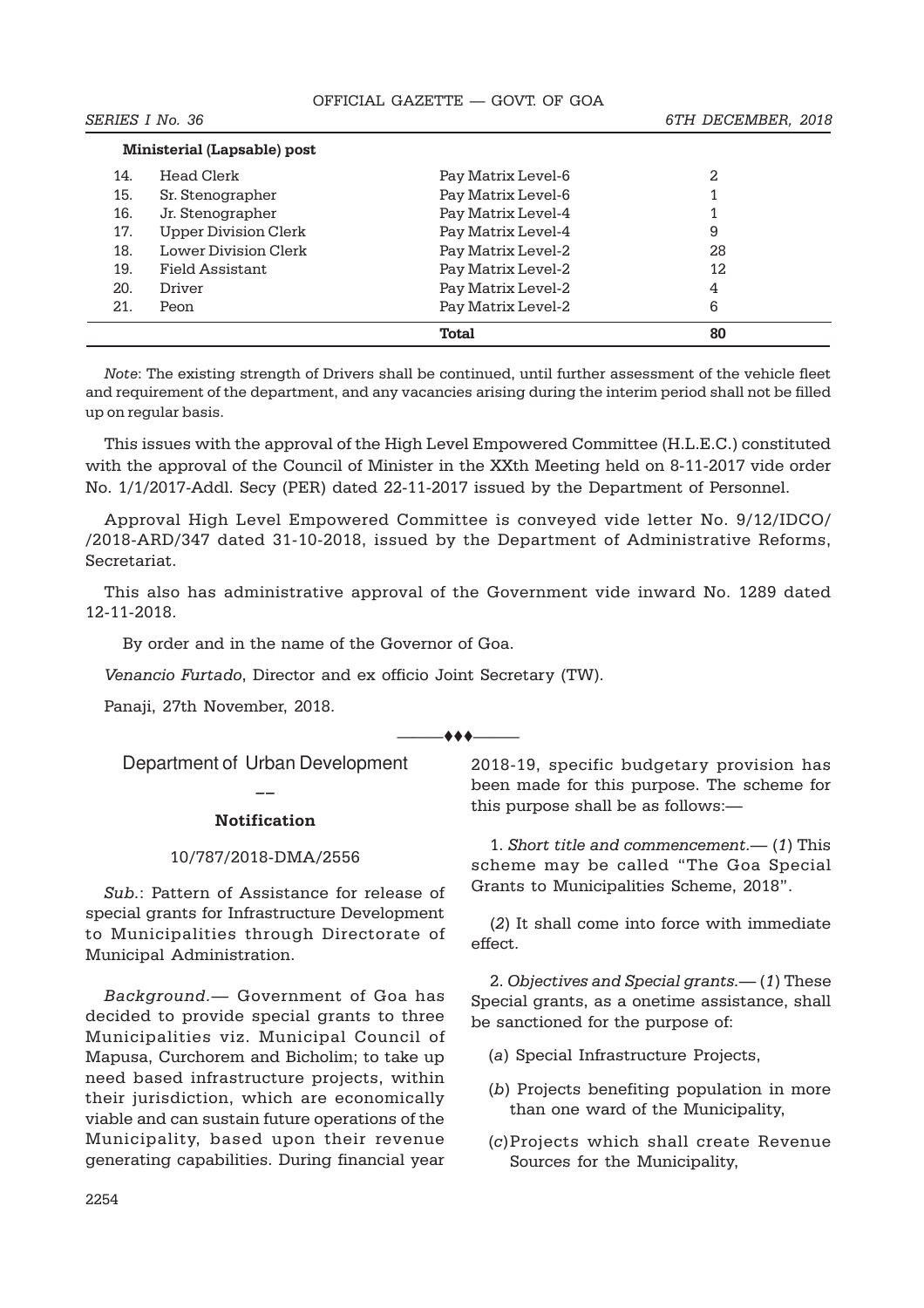**Ministerial (Lapsable) post**

| | | | |
|---|---|---|---|
| 14. | Head Clerk | Pay Matrix Level-6 | 2 |
| 15. | Sr. Stenographer | Pay Matrix Level-6 | 1 |
| 16. | Jr. Stenographer | Pay Matrix Level-4 | 1 |
| 17. | Upper Division Clerk | Pay Matrix Level-4 | 9 |
| 18. | Lower Division Clerk | Pay Matrix Level-2 | 28 |
| 19. | Field Assistant | Pay Matrix Level-2 | 12 |
| 20. | Driver | Pay Matrix Level-2 | 4 |
| 21. | Peon | Pay Matrix Level-2 | 6 |
| | | **Total** | **80** |

*Note*: The existing strength of Drivers shall be continued, until further assessment of the vehicle fleet and requirement of the department, and any vacancies arising during the interim period shall not be filled up on regular basis.

This issues with the approval of the High Level Empowered Committee (H.L.E.C.) constituted with the approval of the Council of Minister in the XXth Meeting held on 8-11-2017 vide order No. 1/1/2017-Addl. Secy (PER) dated 22-11-2017 issued by the Department of Personnel.

Approval High Level Empowered Committee is conveyed vide letter No. 9/12/IDCO/ /2018-ARD/347 dated 31-10-2018, issued by the Department of Administrative Reforms, Secretariat.

This also has administrative approval of the Government vide inward No. 1289 dated 12-11-2018.

By order and in the name of the Governor of Goa.

*Venancio Furtado*, Director and ex officio Joint Secretary (TW).

Panaji, 27th November, 2018.

———♦♦♦———

## Department of Urban Development

——

### Notification

10/787/2018-DMA/2556

*Sub.*: Pattern of Assistance for release of special grants for Infrastructure Development to Municipalities through Directorate of Municipal Administration.

*Background.*— Government of Goa has decided to provide special grants to three Municipalities viz. Municipal Council of Mapusa, Curchorem and Bicholim; to take up need based infrastructure projects, within their jurisdiction, which are economically viable and can sustain future operations of the Municipality, based upon their revenue generating capabilities. During financial year 2018-19, specific budgetary provision has been made for this purpose. The scheme for this purpose shall be as follows:—

1. *Short title and commencement.*— (*1*) This scheme may be called "The Goa Special Grants to Municipalities Scheme, 2018".

(*2*) It shall come into force with immediate effect.

2. *Objectives and Special grants.*— (*1*) These Special grants, as a onetime assistance, shall be sanctioned for the purpose of:

(*a*) Special Infrastructure Projects,

(*b*) Projects benefiting population in more than one ward of the Municipality,

(*c*) Projects which shall create Revenue Sources for the Municipality,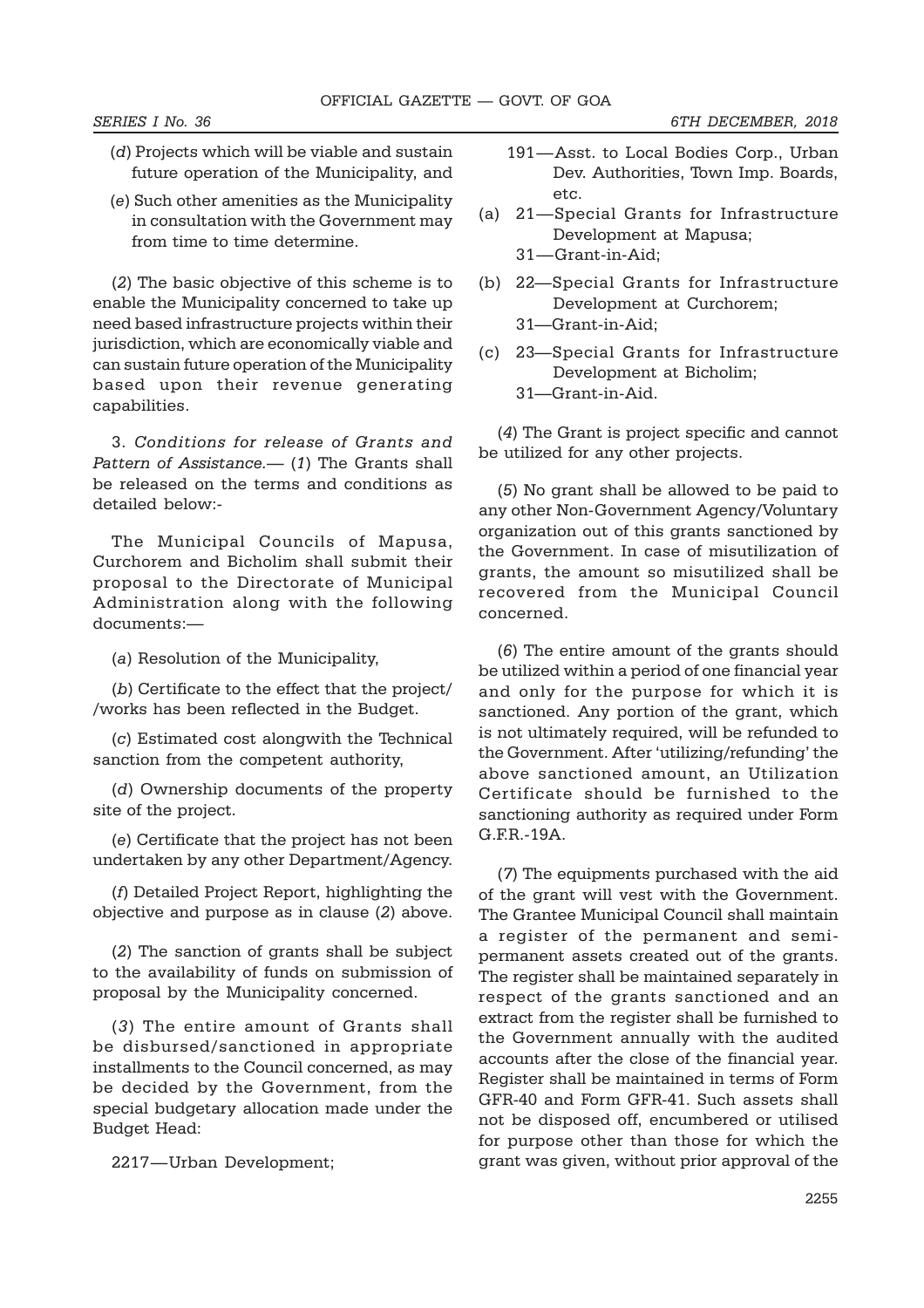(*d*) Projects which will be viable and sustain future operation of the Municipality, and

(*e*) Such other amenities as the Municipality in consultation with the Government may from time to time determine.

(*2*) The basic objective of this scheme is to enable the Municipality concerned to take up need based infrastructure projects within their jurisdiction, which are economically viable and can sustain future operation of the Municipality based upon their revenue generating capabilities.

3. *Conditions for release of Grants and Pattern of Assistance.*— (*1*) The Grants shall be released on the terms and conditions as detailed below:-

The Municipal Councils of Mapusa, Curchorem and Bicholim shall submit their proposal to the Directorate of Municipal Administration along with the following documents:—

(*a*) Resolution of the Municipality,

(*b*) Certificate to the effect that the project/ /works has been reflected in the Budget.

(*c*) Estimated cost alongwith the Technical sanction from the competent authority,

(*d*) Ownership documents of the property site of the project.

(*e*) Certificate that the project has not been undertaken by any other Department/Agency.

(*f*) Detailed Project Report, highlighting the objective and purpose as in clause (*2*) above.

(*2*) The sanction of grants shall be subject to the availability of funds on submission of proposal by the Municipality concerned.

(*3*) The entire amount of Grants shall be disbursed/sanctioned in appropriate installments to the Council concerned, as may be decided by the Government, from the special budgetary allocation made under the Budget Head:

2217—Urban Development;

191—Asst. to Local Bodies Corp., Urban Dev. Authorities, Town Imp. Boards, etc.

(a) 21—Special Grants for Infrastructure Development at Mapusa;
31—Grant-in-Aid;

(b) 22—Special Grants for Infrastructure Development at Curchorem;
31—Grant-in-Aid;

(c) 23—Special Grants for Infrastructure Development at Bicholim;
31—Grant-in-Aid.

(*4*) The Grant is project specific and cannot be utilized for any other projects.

(*5*) No grant shall be allowed to be paid to any other Non-Government Agency/Voluntary organization out of this grants sanctioned by the Government. In case of misutilization of grants, the amount so misutilized shall be recovered from the Municipal Council concerned.

(*6*) The entire amount of the grants should be utilized within a period of one financial year and only for the purpose for which it is sanctioned. Any portion of the grant, which is not ultimately required, will be refunded to the Government. After 'utilizing/refunding' the above sanctioned amount, an Utilization Certificate should be furnished to the sanctioning authority as required under Form G.F.R.-19A.

(*7*) The equipments purchased with the aid of the grant will vest with the Government. The Grantee Municipal Council shall maintain a register of the permanent and semi-permanent assets created out of the grants. The register shall be maintained separately in respect of the grants sanctioned and an extract from the register shall be furnished to the Government annually with the audited accounts after the close of the financial year. Register shall be maintained in terms of Form GFR-40 and Form GFR-41. Such assets shall not be disposed off, encumbered or utilised for purpose other than those for which the grant was given, without prior approval of the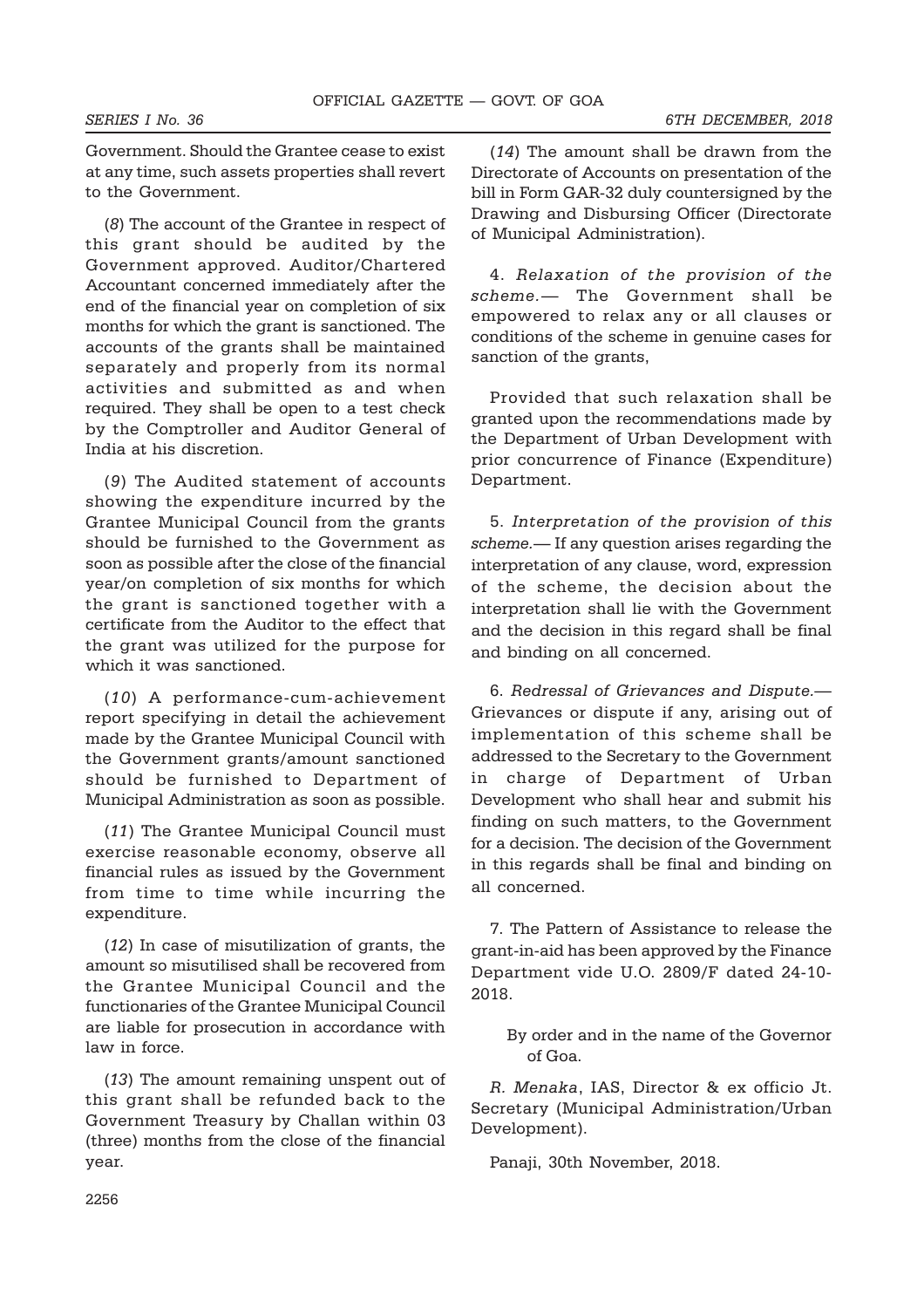Government. Should the Grantee cease to exist at any time, such assets properties shall revert to the Government.

(*8*) The account of the Grantee in respect of this grant should be audited by the Government approved. Auditor/Chartered Accountant concerned immediately after the end of the financial year on completion of six months for which the grant is sanctioned. The accounts of the grants shall be maintained separately and properly from its normal activities and submitted as and when required. They shall be open to a test check by the Comptroller and Auditor General of India at his discretion.

(*9*) The Audited statement of accounts showing the expenditure incurred by the Grantee Municipal Council from the grants should be furnished to the Government as soon as possible after the close of the financial year/on completion of six months for which the grant is sanctioned together with a certificate from the Auditor to the effect that the grant was utilized for the purpose for which it was sanctioned.

(*10*) A performance-cum-achievement report specifying in detail the achievement made by the Grantee Municipal Council with the Government grants/amount sanctioned should be furnished to Department of Municipal Administration as soon as possible.

(*11*) The Grantee Municipal Council must exercise reasonable economy, observe all financial rules as issued by the Government from time to time while incurring the expenditure.

(*12*) In case of misutilization of grants, the amount so misutilised shall be recovered from the Grantee Municipal Council and the functionaries of the Grantee Municipal Council are liable for prosecution in accordance with law in force.

(*13*) The amount remaining unspent out of this grant shall be refunded back to the Government Treasury by Challan within 03 (three) months from the close of the financial year.

(*14*) The amount shall be drawn from the Directorate of Accounts on presentation of the bill in Form GAR-32 duly countersigned by the Drawing and Disbursing Officer (Directorate of Municipal Administration).

4. *Relaxation of the provision of the scheme.*— The Government shall be empowered to relax any or all clauses or conditions of the scheme in genuine cases for sanction of the grants,

Provided that such relaxation shall be granted upon the recommendations made by the Department of Urban Development with prior concurrence of Finance (Expenditure) Department.

5. *Interpretation of the provision of this scheme.*— If any question arises regarding the interpretation of any clause, word, expression of the scheme, the decision about the interpretation shall lie with the Government and the decision in this regard shall be final and binding on all concerned.

6. *Redressal of Grievances and Dispute.*— Grievances or dispute if any, arising out of implementation of this scheme shall be addressed to the Secretary to the Government in charge of Department of Urban Development who shall hear and submit his finding on such matters, to the Government for a decision. The decision of the Government in this regards shall be final and binding on all concerned.

7. The Pattern of Assistance to release the grant-in-aid has been approved by the Finance Department vide U.O. 2809/F dated 24-10-2018.

By order and in the name of the Governor of Goa.

*R. Menaka*, IAS, Director & ex officio Jt. Secretary (Municipal Administration/Urban Development).

Panaji, 30th November, 2018.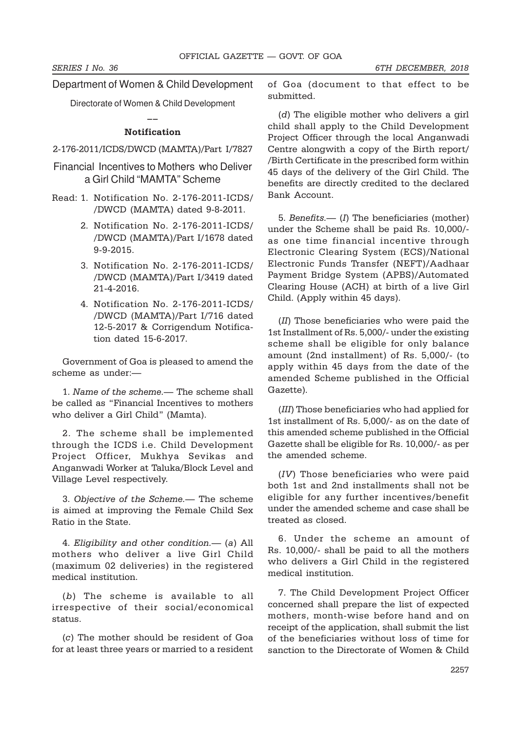Department of Women & Child Development

Directorate of Women & Child Development

—

**Notification**

2-176-2011/ICDS/DWCD (MAMTA)/Part I/7827

## Financial Incentives to Mothers who Deliver a Girl Child "MAMTA" Scheme

Read: 1. Notification No. 2-176-2011-ICDS/ /DWCD (MAMTA) dated 9-8-2011.

2. Notification No. 2-176-2011-ICDS/ /DWCD (MAMTA)/Part I/1678 dated 9-9-2015.

3. Notification No. 2-176-2011-ICDS/ /DWCD (MAMTA)/Part I/3419 dated 21-4-2016.

4. Notification No. 2-176-2011-ICDS/ /DWCD (MAMTA)/Part I/716 dated 12-5-2017 & Corrigendum Notification dated 15-6-2017.

Government of Goa is pleased to amend the scheme as under:—

1. *Name of the scheme.*— The scheme shall be called as "Financial Incentives to mothers who deliver a Girl Child" (Mamta).

2. The scheme shall be implemented through the ICDS i.e. Child Development Project Officer, Mukhya Sevikas and Anganwadi Worker at Taluka/Block Level and Village Level respectively.

3. *Objective of the Scheme.*— The scheme is aimed at improving the Female Child Sex Ratio in the State.

4. *Eligibility and other condition.*— (*a*) All mothers who deliver a live Girl Child (maximum 02 deliveries) in the registered medical institution.

(*b*) The scheme is available to all irrespective of their social/economical status.

(*c*) The mother should be resident of Goa for at least three years or married to a resident of Goa (document to that effect to be submitted.

(*d*) The eligible mother who delivers a girl child shall apply to the Child Development Project Officer through the local Anganwadi Centre alongwith a copy of the Birth report/ /Birth Certificate in the prescribed form within 45 days of the delivery of the Girl Child. The benefits are directly credited to the declared Bank Account.

5. *Benefits.*— (*I*) The beneficiaries (mother) under the Scheme shall be paid Rs. 10,000/- as one time financial incentive through Electronic Clearing System (ECS)/National Electronic Funds Transfer (NEFT)/Aadhaar Payment Bridge System (APBS)/Automated Clearing House (ACH) at birth of a live Girl Child. (Apply within 45 days).

(*II*) Those beneficiaries who were paid the 1st Installment of Rs. 5,000/- under the existing scheme shall be eligible for only balance amount (2nd installment) of Rs. 5,000/- (to apply within 45 days from the date of the amended Scheme published in the Official Gazette).

(*III*) Those beneficiaries who had applied for 1st installment of Rs. 5,000/- as on the date of this amended scheme published in the Official Gazette shall be eligible for Rs. 10,000/- as per the amended scheme.

(*IV*) Those beneficiaries who were paid both 1st and 2nd installments shall not be eligible for any further incentives/benefit under the amended scheme and case shall be treated as closed.

6. Under the scheme an amount of Rs. 10,000/- shall be paid to all the mothers who delivers a Girl Child in the registered medical institution.

7. The Child Development Project Officer concerned shall prepare the list of expected mothers, month-wise before hand and on receipt of the application, shall submit the list of the beneficiaries without loss of time for sanction to the Directorate of Women & Child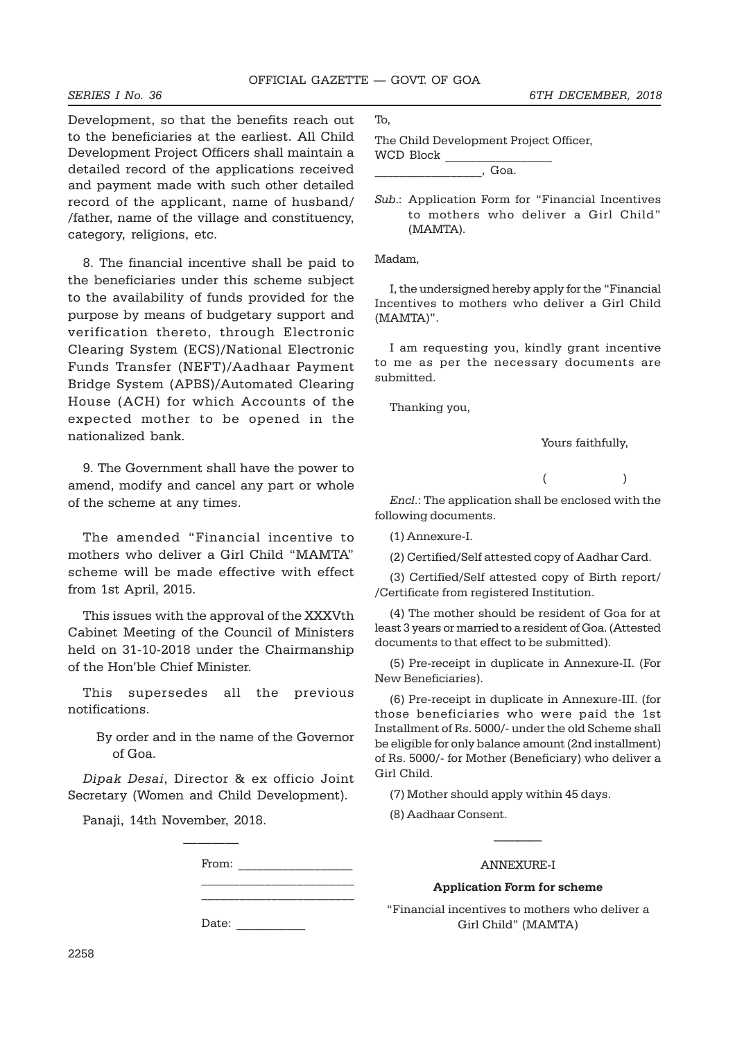Development, so that the benefits reach out to the beneficiaries at the earliest. All Child Development Project Officers shall maintain a detailed record of the applications received and payment made with such other detailed record of the applicant, name of husband/ /father, name of the village and constituency, category, religions, etc.

8. The financial incentive shall be paid to the beneficiaries under this scheme subject to the availability of funds provided for the purpose by means of budgetary support and verification thereto, through Electronic Clearing System (ECS)/National Electronic Funds Transfer (NEFT)/Aadhaar Payment Bridge System (APBS)/Automated Clearing House (ACH) for which Accounts of the expected mother to be opened in the nationalized bank.

9. The Government shall have the power to amend, modify and cancel any part or whole of the scheme at any times.

The amended "Financial incentive to mothers who deliver a Girl Child "MAMTA" scheme will be made effective with effect from 1st April, 2015.

This issues with the approval of the XXXVth Cabinet Meeting of the Council of Ministers held on 31-10-2018 under the Chairmanship of the Hon'ble Chief Minister.

This supersedes all the previous notifications.

By order and in the name of the Governor of Goa.

*Dipak Desai*, Director & ex officio Joint Secretary (Women and Child Development).

Panaji, 14th November, 2018.

---

From: __________________

________________________

________________________

Date: ___________

To,

The Child Development Project Officer,
WCD Block _________________
_________________, Goa.

*Sub.*: Application Form for "Financial Incentives to mothers who deliver a Girl Child" (MAMTA).

Madam,

I, the undersigned hereby apply for the "Financial Incentives to mothers who deliver a Girl Child (MAMTA)".

I am requesting you, kindly grant incentive to me as per the necessary documents are submitted.

Thanking you,

Yours faithfully,

( )

*Encl.*: The application shall be enclosed with the following documents.

(1) Annexure-I.

(2) Certified/Self attested copy of Aadhar Card.

(3) Certified/Self attested copy of Birth report/ /Certificate from registered Institution.

(4) The mother should be resident of Goa for at least 3 years or married to a resident of Goa. (Attested documents to that effect to be submitted).

(5) Pre-receipt in duplicate in Annexure-II. (For New Beneficiaries).

(6) Pre-receipt in duplicate in Annexure-III. (for those beneficiaries who were paid the 1st Installment of Rs. 5000/- under the old Scheme shall be eligible for only balance amount (2nd installment) of Rs. 5000/- for Mother (Beneficiary) who deliver a Girl Child.

(7) Mother should apply within 45 days.

(8) Aadhaar Consent.

---

ANNEXURE-I

**Application Form for scheme**

"Financial incentives to mothers who deliver a Girl Child" (MAMTA)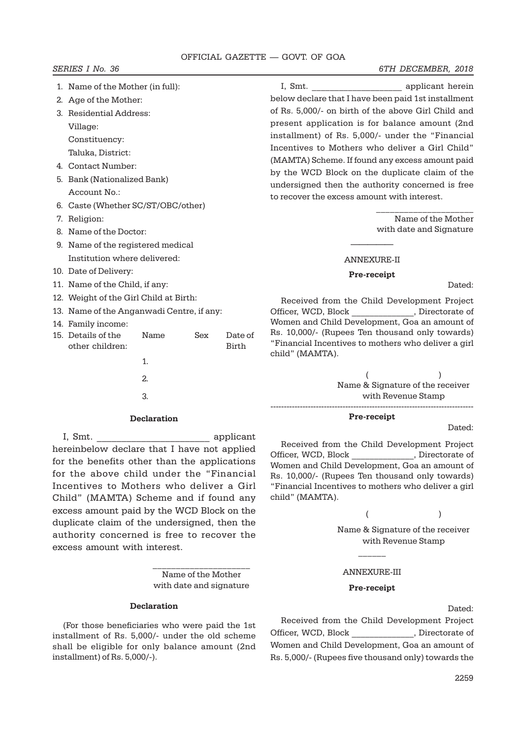1. Name of the Mother (in full):
2. Age of the Mother:
3. Residential Address:
   Village:
   Constituency:
   Taluka, District:
4. Contact Number:
5. Bank (Nationalized Bank)
   Account No.:
6. Caste (Whether SC/ST/OBC/other)
7. Religion:
8. Name of the Doctor:
9. Name of the registered medical Institution where delivered:
10. Date of Delivery:
11. Name of the Child, if any:
12. Weight of the Girl Child at Birth:
13. Name of the Anganwadi Centre, if any:
14. Family income:
15. Details of the other children:

| Name | Sex | Date of Birth |
|---|---|---|
| 1. | | |
| 2. | | |
| 3. | | |

**Declaration**

I, Smt. ______________________ applicant hereinbelow declare that I have not applied for the benefits other than the applications for the above child under the "Financial Incentives to Mothers who deliver a Girl Child" (MAMTA) Scheme and if found any excess amount paid by the WCD Block on the duplicate claim of the undersigned, then the authority concerned is free to recover the excess amount with interest.

____________________
Name of the Mother
with date and signature

**Declaration**

(For those beneficiaries who were paid the 1st installment of Rs. 5,000/- under the old scheme shall be eligible for only balance amount (2nd installment) of Rs. 5,000/-).

I, Smt. ___________________ applicant herein below declare that I have been paid 1st installment of Rs. 5,000/- on birth of the above Girl Child and present application is for balance amount (2nd installment) of Rs. 5,000/- under the "Financial Incentives to Mothers who deliver a Girl Child" (MAMTA) Scheme. If found any excess amount paid by the WCD Block on the duplicate claim of the undersigned then the authority concerned is free to recover the excess amount with interest.

____________________
Name of the Mother
with date and Signature

---

ANNEXURE-II

**Pre-receipt**

Dated:

Received from the Child Development Project Officer, WCD, Block _____________, Directorate of Women and Child Development, Goa an amount of Rs. 10,000/- (Rupees Ten thousand only towards) "Financial Incentives to mothers who deliver a girl child" (MAMTA).

(                    )
Name & Signature of the receiver
with Revenue Stamp

---

**Pre-receipt**

Dated:

Received from the Child Development Project Officer, WCD, Block _____________, Directorate of Women and Child Development, Goa an amount of Rs. 10,000/- (Rupees Ten thousand only towards) "Financial Incentives to mothers who deliver a girl child" (MAMTA).

(                    )
Name & Signature of the receiver
with Revenue Stamp

---

ANNEXURE-III

**Pre-receipt**

Dated:

Received from the Child Development Project Officer, WCD, Block _____________, Directorate of Women and Child Development, Goa an amount of Rs. 5,000/- (Rupees five thousand only) towards the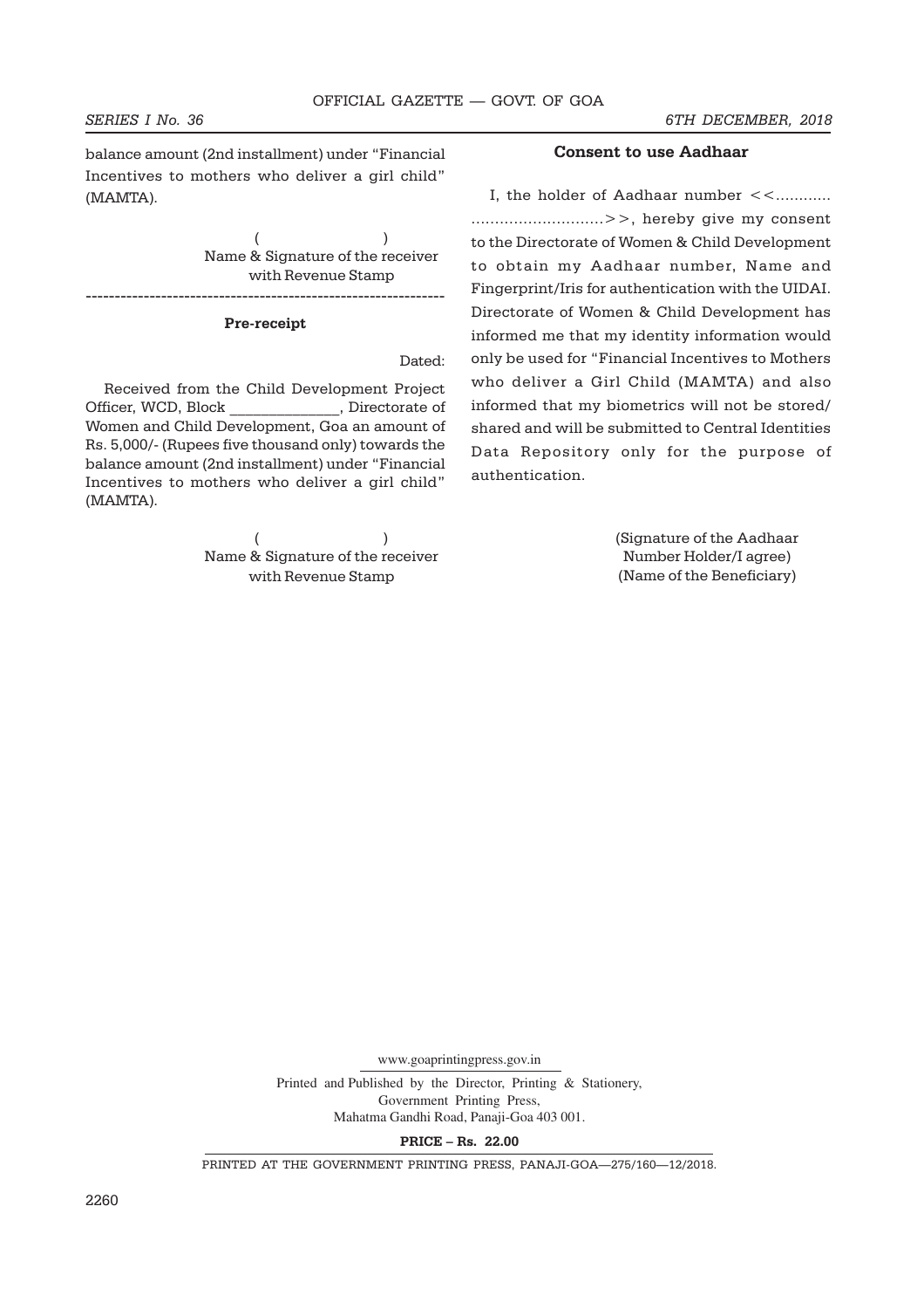balance amount (2nd installment) under "Financial Incentives to mothers who deliver a girl child" (MAMTA).

( )
Name & Signature of the receiver
with Revenue Stamp

---

**Pre-receipt**

Dated:

Received from the Child Development Project Officer, WCD, Block ______________, Directorate of Women and Child Development, Goa an amount of Rs. 5,000/- (Rupees five thousand only) towards the balance amount (2nd installment) under "Financial Incentives to mothers who deliver a girl child" (MAMTA).

( )
Name & Signature of the receiver
with Revenue Stamp

**Consent to use Aadhaar**

I, the holder of Aadhaar number <<.......................................>>, hereby give my consent to the Directorate of Women & Child Development to obtain my Aadhaar number, Name and Fingerprint/Iris for authentication with the UIDAI. Directorate of Women & Child Development has informed me that my identity information would only be used for "Financial Incentives to Mothers who deliver a Girl Child (MAMTA) and also informed that my biometrics will not be stored/ shared and will be submitted to Central Identities Data Repository only for the purpose of authentication.

(Signature of the Aadhaar
Number Holder/I agree)
(Name of the Beneficiary)

www.goaprintingpress.gov.in

Printed and Published by the Director, Printing & Stationery,
Government Printing Press,
Mahatma Gandhi Road, Panaji-Goa 403 001.

**PRICE – Rs. 22.00**

PRINTED AT THE GOVERNMENT PRINTING PRESS, PANAJI-GOA—275/160—12/2018.